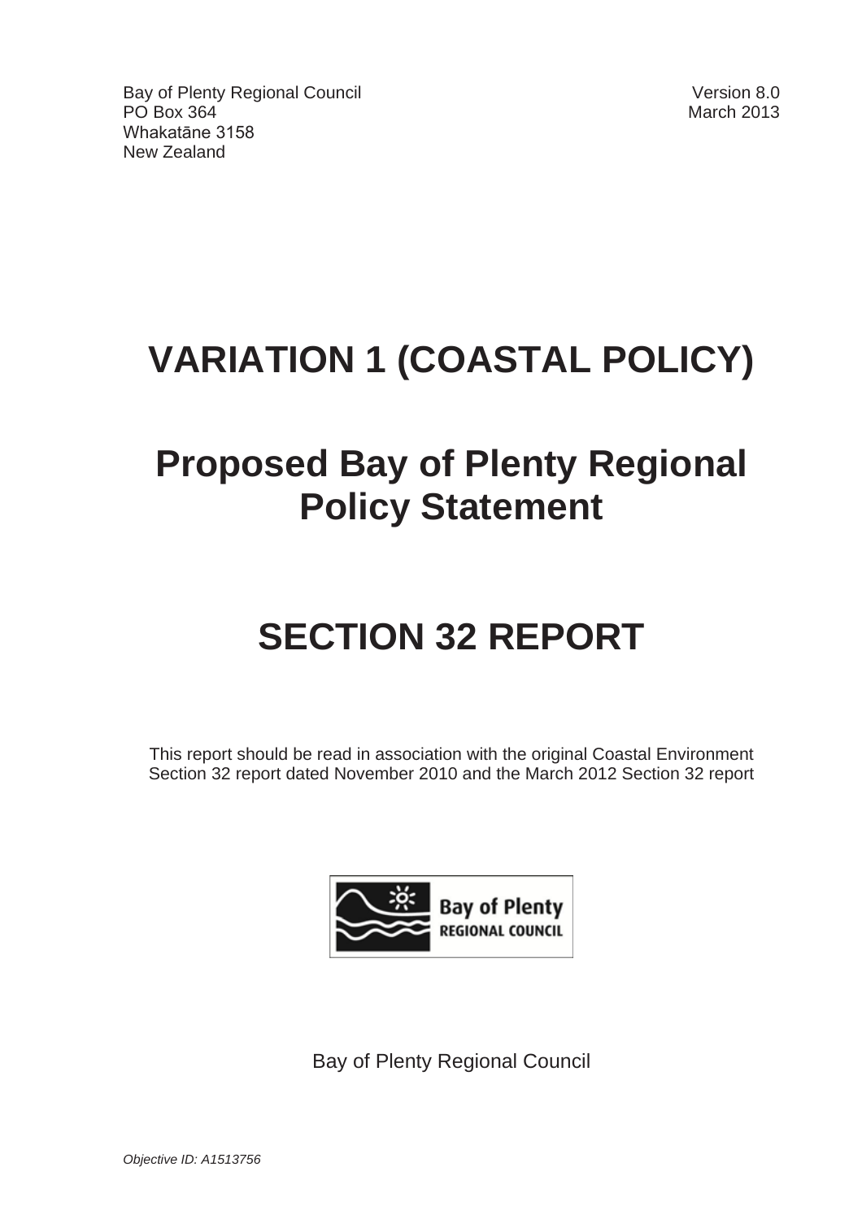Bay of Plenty Regional Council
PO Box 364
Whakatāne 3158
New Zealand

Version 8.0
March 2013

# VARIATION 1 (COASTAL POLICY)

# Proposed Bay of Plenty Regional Policy Statement

# SECTION 32 REPORT

This report should be read in association with the original Coastal Environment Section 32 report dated November 2010 and the March 2012 Section 32 report

Bay of Plenty Regional Council

*Objective ID: A1513756*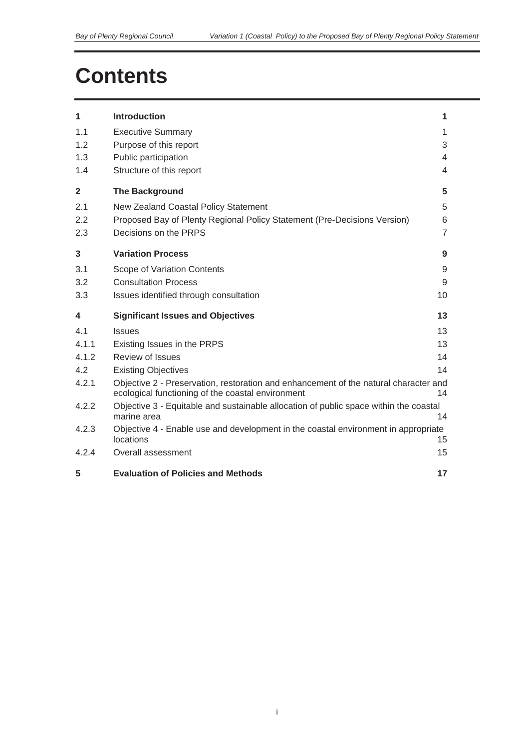# Contents

| | | |
|---|---|---|
| **1** | **Introduction** | **1** |
| 1.1 | Executive Summary | 1 |
| 1.2 | Purpose of this report | 3 |
| 1.3 | Public participation | 4 |
| 1.4 | Structure of this report | 4 |
| **2** | **The Background** | **5** |
| 2.1 | New Zealand Coastal Policy Statement | 5 |
| 2.2 | Proposed Bay of Plenty Regional Policy Statement (Pre-Decisions Version) | 6 |
| 2.3 | Decisions on the PRPS | 7 |
| **3** | **Variation Process** | **9** |
| 3.1 | Scope of Variation Contents | 9 |
| 3.2 | Consultation Process | 9 |
| 3.3 | Issues identified through consultation | 10 |
| **4** | **Significant Issues and Objectives** | **13** |
| 4.1 | Issues | 13 |
| 4.1.1 | Existing Issues in the PRPS | 13 |
| 4.1.2 | Review of Issues | 14 |
| 4.2 | Existing Objectives | 14 |
| 4.2.1 | Objective 2 - Preservation, restoration and enhancement of the natural character and ecological functioning of the coastal environment | 14 |
| 4.2.2 | Objective 3 - Equitable and sustainable allocation of public space within the coastal marine area | 14 |
| 4.2.3 | Objective 4 - Enable use and development in the coastal environment in appropriate locations | 15 |
| 4.2.4 | Overall assessment | 15 |
| **5** | **Evaluation of Policies and Methods** | **17** |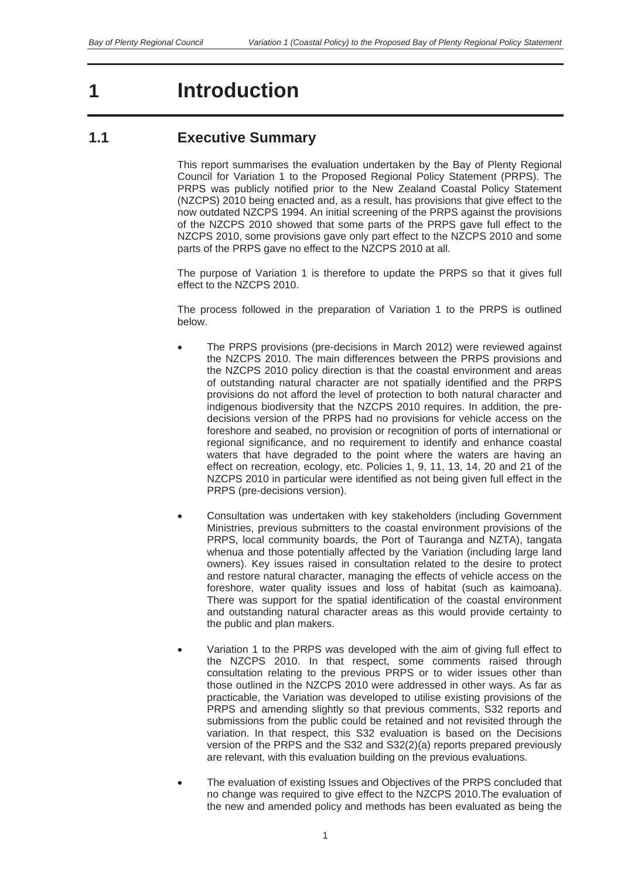# 1 Introduction

## 1.1 Executive Summary

This report summarises the evaluation undertaken by the Bay of Plenty Regional Council for Variation 1 to the Proposed Regional Policy Statement (PRPS). The PRPS was publicly notified prior to the New Zealand Coastal Policy Statement (NZCPS) 2010 being enacted and, as a result, has provisions that give effect to the now outdated NZCPS 1994. An initial screening of the PRPS against the provisions of the NZCPS 2010 showed that some parts of the PRPS gave full effect to the NZCPS 2010, some provisions gave only part effect to the NZCPS 2010 and some parts of the PRPS gave no effect to the NZCPS 2010 at all.

The purpose of Variation 1 is therefore to update the PRPS so that it gives full effect to the NZCPS 2010.

The process followed in the preparation of Variation 1 to the PRPS is outlined below.

- The PRPS provisions (pre-decisions in March 2012) were reviewed against the NZCPS 2010. The main differences between the PRPS provisions and the NZCPS 2010 policy direction is that the coastal environment and areas of outstanding natural character are not spatially identified and the PRPS provisions do not afford the level of protection to both natural character and indigenous biodiversity that the NZCPS 2010 requires. In addition, the pre-decisions version of the PRPS had no provisions for vehicle access on the foreshore and seabed, no provision or recognition of ports of international or regional significance, and no requirement to identify and enhance coastal waters that have degraded to the point where the waters are having an effect on recreation, ecology, etc. Policies 1, 9, 11, 13, 14, 20 and 21 of the NZCPS 2010 in particular were identified as not being given full effect in the PRPS (pre-decisions version).

- Consultation was undertaken with key stakeholders (including Government Ministries, previous submitters to the coastal environment provisions of the PRPS, local community boards, the Port of Tauranga and NZTA), tangata whenua and those potentially affected by the Variation (including large land owners). Key issues raised in consultation related to the desire to protect and restore natural character, managing the effects of vehicle access on the foreshore, water quality issues and loss of habitat (such as kaimoana). There was support for the spatial identification of the coastal environment and outstanding natural character areas as this would provide certainty to the public and plan makers.

- Variation 1 to the PRPS was developed with the aim of giving full effect to the NZCPS 2010. In that respect, some comments raised through consultation relating to the previous PRPS or to wider issues other than those outlined in the NZCPS 2010 were addressed in other ways. As far as practicable, the Variation was developed to utilise existing provisions of the PRPS and amending slightly so that previous comments, S32 reports and submissions from the public could be retained and not revisited through the variation. In that respect, this S32 evaluation is based on the Decisions version of the PRPS and the S32 and S32(2)(a) reports prepared previously are relevant, with this evaluation building on the previous evaluations.

- The evaluation of existing Issues and Objectives of the PRPS concluded that no change was required to give effect to the NZCPS 2010.The evaluation of the new and amended policy and methods has been evaluated as being the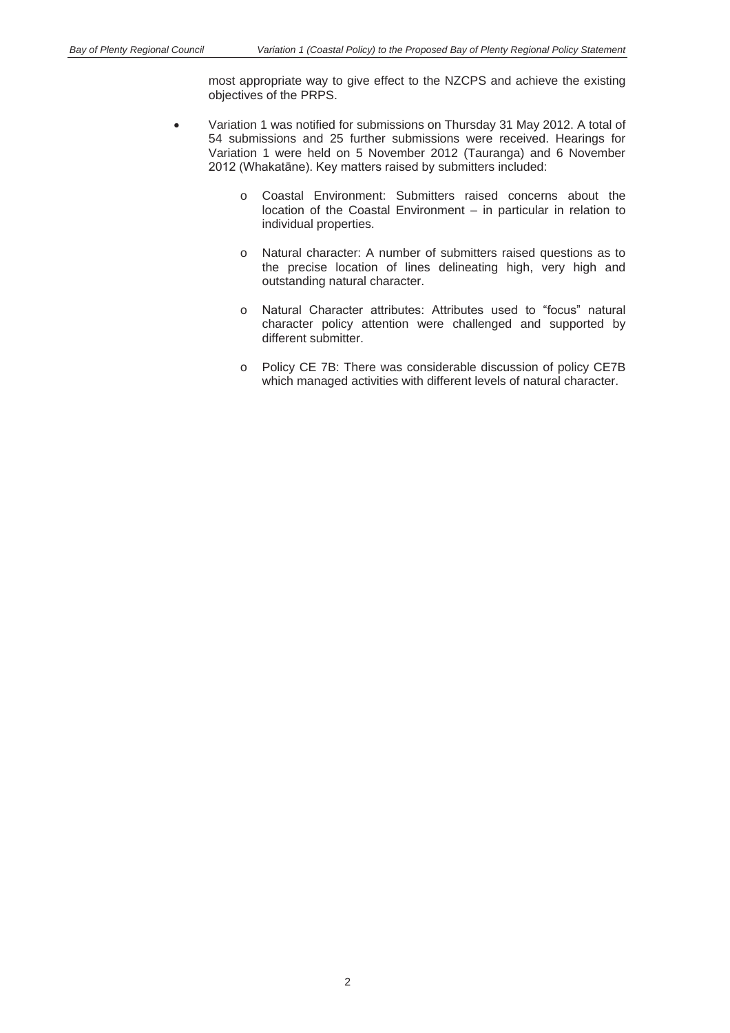most appropriate way to give effect to the NZCPS and achieve the existing objectives of the PRPS.

- Variation 1 was notified for submissions on Thursday 31 May 2012. A total of 54 submissions and 25 further submissions were received. Hearings for Variation 1 were held on 5 November 2012 (Tauranga) and 6 November 2012 (Whakatāne). Key matters raised by submitters included:
    - Coastal Environment: Submitters raised concerns about the location of the Coastal Environment – in particular in relation to individual properties.
    - Natural character: A number of submitters raised questions as to the precise location of lines delineating high, very high and outstanding natural character.
    - Natural Character attributes: Attributes used to "focus" natural character policy attention were challenged and supported by different submitter.
    - Policy CE 7B: There was considerable discussion of policy CE7B which managed activities with different levels of natural character.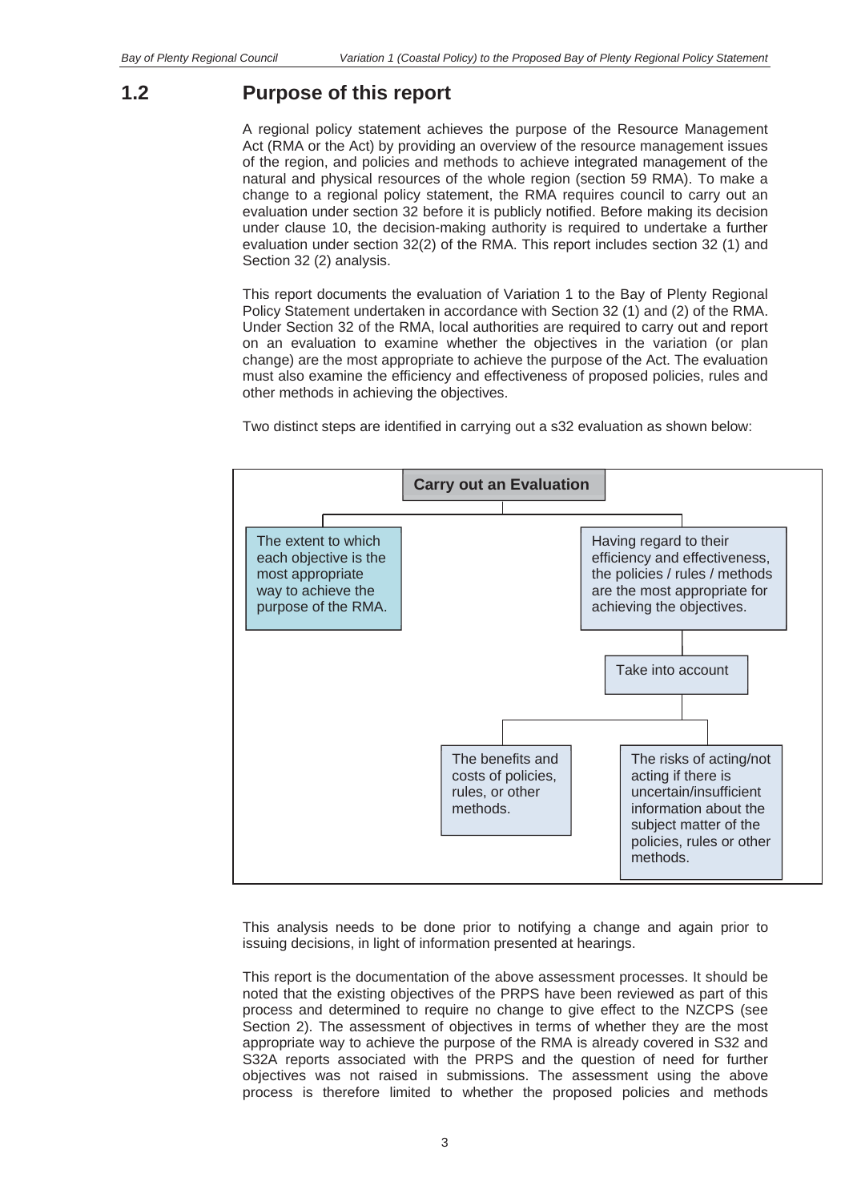## 1.2 Purpose of this report

A regional policy statement achieves the purpose of the Resource Management Act (RMA or the Act) by providing an overview of the resource management issues of the region, and policies and methods to achieve integrated management of the natural and physical resources of the whole region (section 59 RMA). To make a change to a regional policy statement, the RMA requires council to carry out an evaluation under section 32 before it is publicly notified. Before making its decision under clause 10, the decision-making authority is required to undertake a further evaluation under section 32(2) of the RMA. This report includes section 32 (1) and Section 32 (2) analysis.

This report documents the evaluation of Variation 1 to the Bay of Plenty Regional Policy Statement undertaken in accordance with Section 32 (1) and (2) of the RMA. Under Section 32 of the RMA, local authorities are required to carry out and report on an evaluation to examine whether the objectives in the variation (or plan change) are the most appropriate to achieve the purpose of the Act. The evaluation must also examine the efficiency and effectiveness of proposed policies, rules and other methods in achieving the objectives.

Two distinct steps are identified in carrying out a s32 evaluation as shown below:

**Carry out an Evaluation**

- The extent to which each objective is the most appropriate way to achieve the purpose of the RMA.
- Having regard to their efficiency and effectiveness, the policies / rules / methods are the most appropriate for achieving the objectives.
  - Take into account
    - The benefits and costs of policies, rules, or other methods.
    - The risks of acting/not acting if there is uncertain/insufficient information about the subject matter of the policies, rules or other methods.

This analysis needs to be done prior to notifying a change and again prior to issuing decisions, in light of information presented at hearings.

This report is the documentation of the above assessment processes. It should be noted that the existing objectives of the PRPS have been reviewed as part of this process and determined to require no change to give effect to the NZCPS (see Section 2). The assessment of objectives in terms of whether they are the most appropriate way to achieve the purpose of the RMA is already covered in S32 and S32A reports associated with the PRPS and the question of need for further objectives was not raised in submissions. The assessment using the above process is therefore limited to whether the proposed policies and methods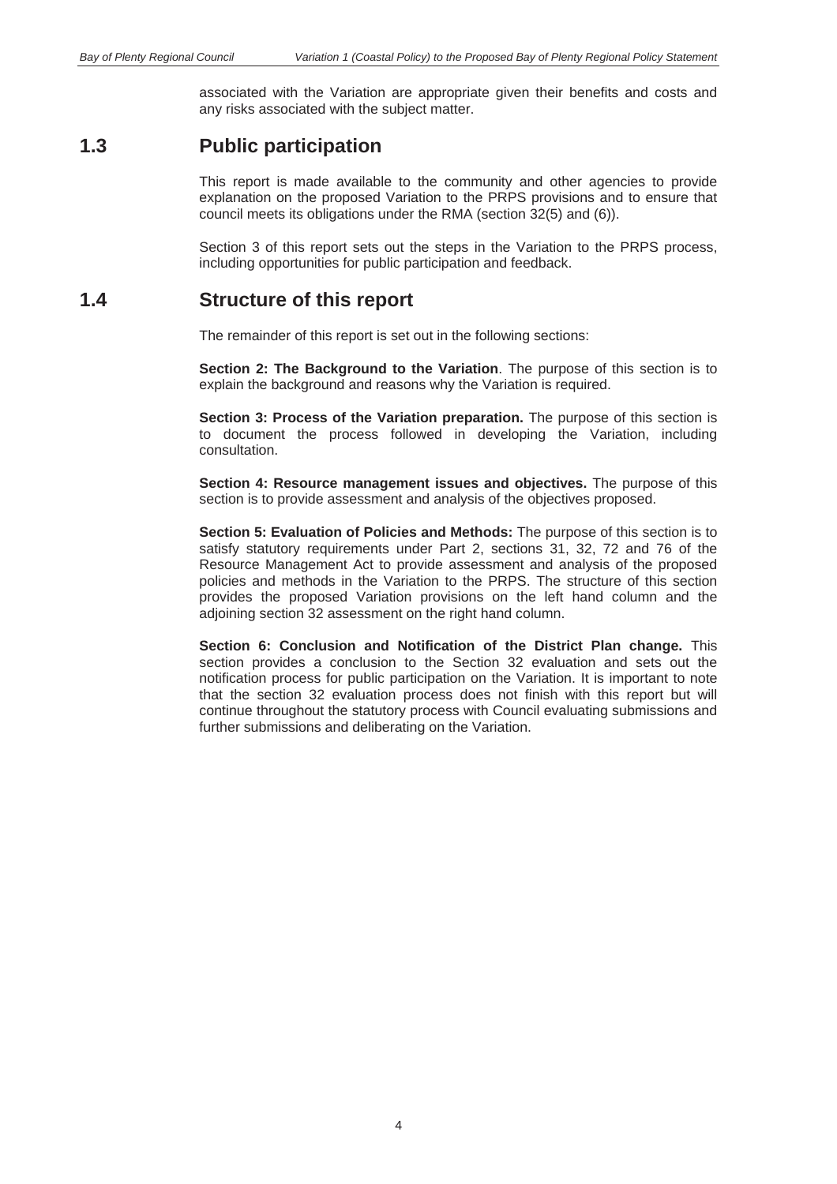associated with the Variation are appropriate given their benefits and costs and any risks associated with the subject matter.

## 1.3 Public participation

This report is made available to the community and other agencies to provide explanation on the proposed Variation to the PRPS provisions and to ensure that council meets its obligations under the RMA (section 32(5) and (6)).

Section 3 of this report sets out the steps in the Variation to the PRPS process, including opportunities for public participation and feedback.

## 1.4 Structure of this report

The remainder of this report is set out in the following sections:

**Section 2: The Background to the Variation**. The purpose of this section is to explain the background and reasons why the Variation is required.

**Section 3: Process of the Variation preparation.** The purpose of this section is to document the process followed in developing the Variation, including consultation.

**Section 4: Resource management issues and objectives.** The purpose of this section is to provide assessment and analysis of the objectives proposed.

**Section 5: Evaluation of Policies and Methods:** The purpose of this section is to satisfy statutory requirements under Part 2, sections 31, 32, 72 and 76 of the Resource Management Act to provide assessment and analysis of the proposed policies and methods in the Variation to the PRPS. The structure of this section provides the proposed Variation provisions on the left hand column and the adjoining section 32 assessment on the right hand column.

**Section 6: Conclusion and Notification of the District Plan change.** This section provides a conclusion to the Section 32 evaluation and sets out the notification process for public participation on the Variation. It is important to note that the section 32 evaluation process does not finish with this report but will continue throughout the statutory process with Council evaluating submissions and further submissions and deliberating on the Variation.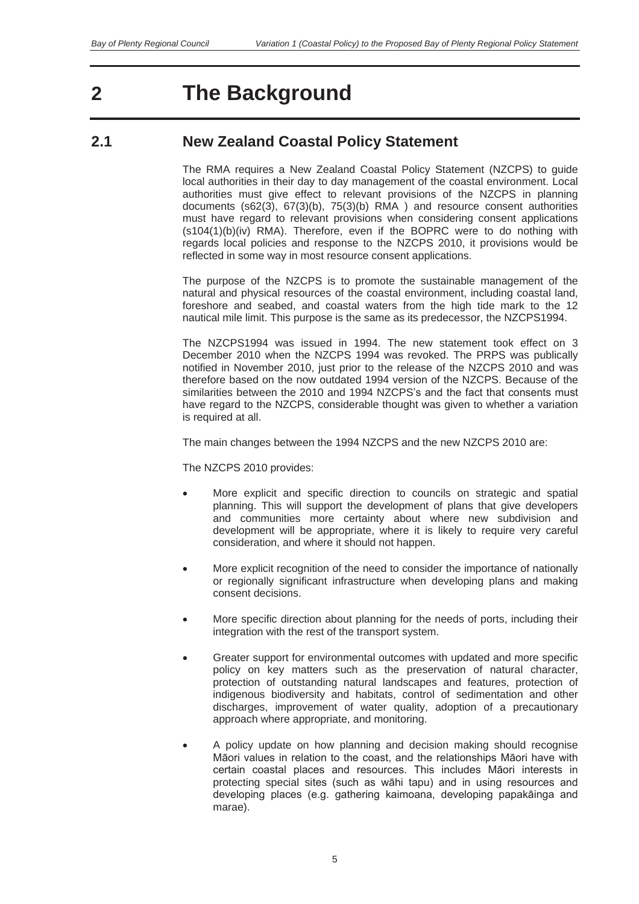# 2 The Background

## 2.1 New Zealand Coastal Policy Statement

The RMA requires a New Zealand Coastal Policy Statement (NZCPS) to guide local authorities in their day to day management of the coastal environment. Local authorities must give effect to relevant provisions of the NZCPS in planning documents (s62(3), 67(3)(b), 75(3)(b) RMA ) and resource consent authorities must have regard to relevant provisions when considering consent applications (s104(1)(b)(iv) RMA). Therefore, even if the BOPRC were to do nothing with regards local policies and response to the NZCPS 2010, it provisions would be reflected in some way in most resource consent applications.

The purpose of the NZCPS is to promote the sustainable management of the natural and physical resources of the coastal environment, including coastal land, foreshore and seabed, and coastal waters from the high tide mark to the 12 nautical mile limit. This purpose is the same as its predecessor, the NZCPS1994.

The NZCPS1994 was issued in 1994. The new statement took effect on 3 December 2010 when the NZCPS 1994 was revoked. The PRPS was publically notified in November 2010, just prior to the release of the NZCPS 2010 and was therefore based on the now outdated 1994 version of the NZCPS. Because of the similarities between the 2010 and 1994 NZCPS's and the fact that consents must have regard to the NZCPS, considerable thought was given to whether a variation is required at all.

The main changes between the 1994 NZCPS and the new NZCPS 2010 are:

The NZCPS 2010 provides:

- More explicit and specific direction to councils on strategic and spatial planning. This will support the development of plans that give developers and communities more certainty about where new subdivision and development will be appropriate, where it is likely to require very careful consideration, and where it should not happen.
- More explicit recognition of the need to consider the importance of nationally or regionally significant infrastructure when developing plans and making consent decisions.
- More specific direction about planning for the needs of ports, including their integration with the rest of the transport system.
- Greater support for environmental outcomes with updated and more specific policy on key matters such as the preservation of natural character, protection of outstanding natural landscapes and features, protection of indigenous biodiversity and habitats, control of sedimentation and other discharges, improvement of water quality, adoption of a precautionary approach where appropriate, and monitoring.
- A policy update on how planning and decision making should recognise Māori values in relation to the coast, and the relationships Māori have with certain coastal places and resources. This includes Māori interests in protecting special sites (such as wāhi tapu) and in using resources and developing places (e.g. gathering kaimoana, developing papakāinga and marae).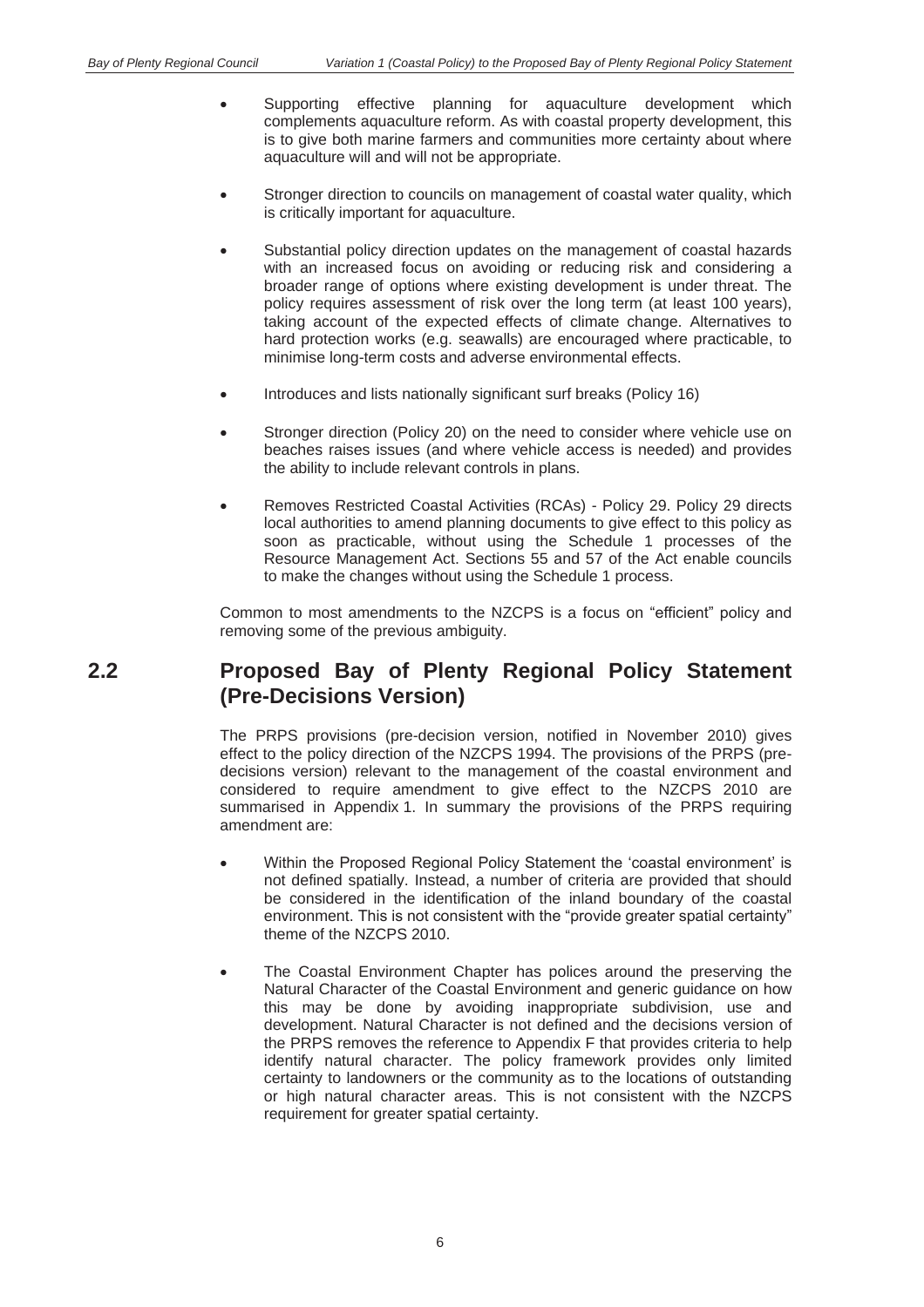- Supporting effective planning for aquaculture development which complements aquaculture reform. As with coastal property development, this is to give both marine farmers and communities more certainty about where aquaculture will and will not be appropriate.

- Stronger direction to councils on management of coastal water quality, which is critically important for aquaculture.

- Substantial policy direction updates on the management of coastal hazards with an increased focus on avoiding or reducing risk and considering a broader range of options where existing development is under threat. The policy requires assessment of risk over the long term (at least 100 years), taking account of the expected effects of climate change. Alternatives to hard protection works (e.g. seawalls) are encouraged where practicable, to minimise long-term costs and adverse environmental effects.

- Introduces and lists nationally significant surf breaks (Policy 16)

- Stronger direction (Policy 20) on the need to consider where vehicle use on beaches raises issues (and where vehicle access is needed) and provides the ability to include relevant controls in plans.

- Removes Restricted Coastal Activities (RCAs) - Policy 29. Policy 29 directs local authorities to amend planning documents to give effect to this policy as soon as practicable, without using the Schedule 1 processes of the Resource Management Act. Sections 55 and 57 of the Act enable councils to make the changes without using the Schedule 1 process.

Common to most amendments to the NZCPS is a focus on "efficient" policy and removing some of the previous ambiguity.

## 2.2 Proposed Bay of Plenty Regional Policy Statement (Pre-Decisions Version)

The PRPS provisions (pre-decision version, notified in November 2010) gives effect to the policy direction of the NZCPS 1994. The provisions of the PRPS (pre-decisions version) relevant to the management of the coastal environment and considered to require amendment to give effect to the NZCPS 2010 are summarised in Appendix 1. In summary the provisions of the PRPS requiring amendment are:

- Within the Proposed Regional Policy Statement the 'coastal environment' is not defined spatially. Instead, a number of criteria are provided that should be considered in the identification of the inland boundary of the coastal environment. This is not consistent with the "provide greater spatial certainty" theme of the NZCPS 2010.

- The Coastal Environment Chapter has polices around the preserving the Natural Character of the Coastal Environment and generic guidance on how this may be done by avoiding inappropriate subdivision, use and development. Natural Character is not defined and the decisions version of the PRPS removes the reference to Appendix F that provides criteria to help identify natural character. The policy framework provides only limited certainty to landowners or the community as to the locations of outstanding or high natural character areas. This is not consistent with the NZCPS requirement for greater spatial certainty.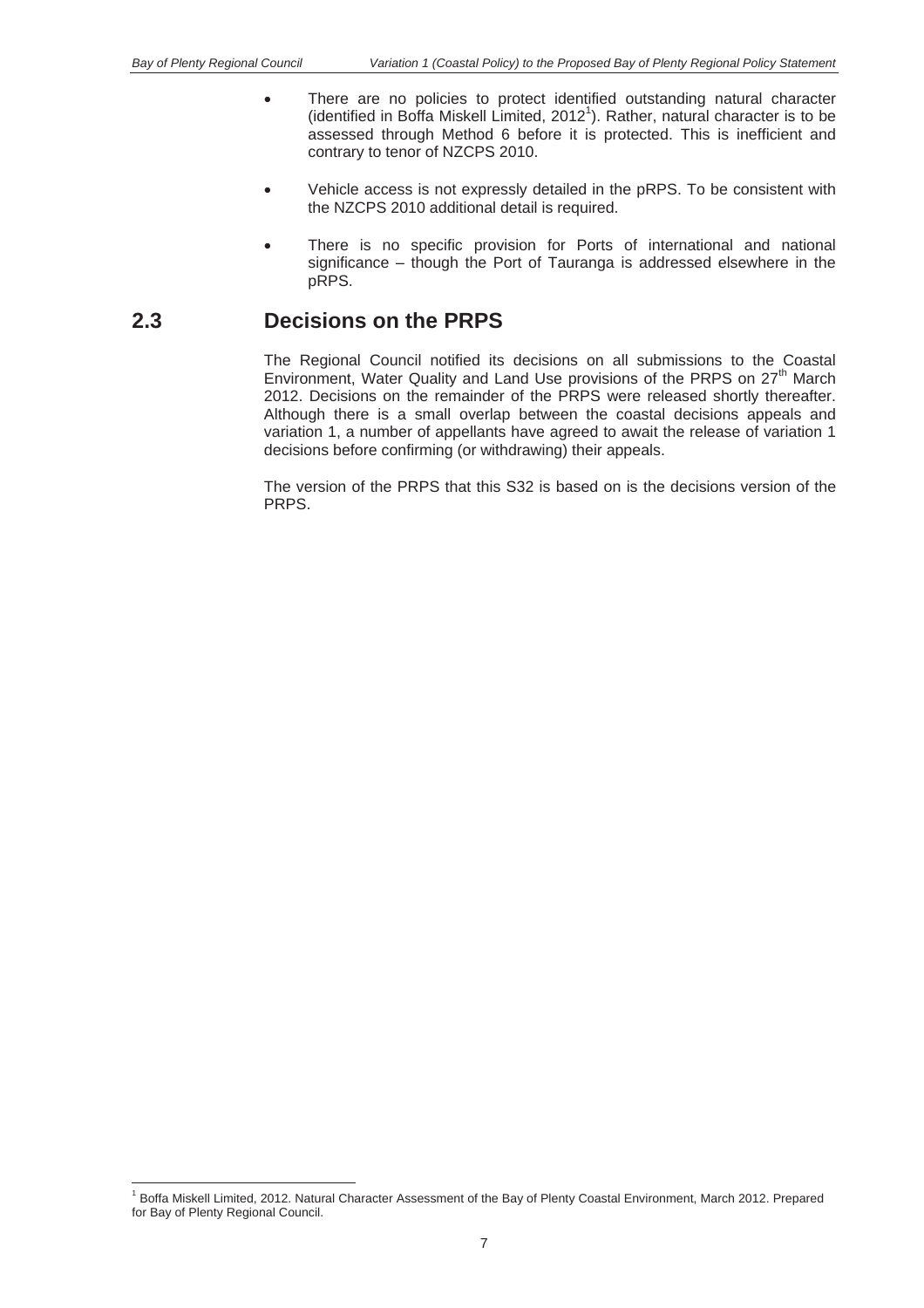- There are no policies to protect identified outstanding natural character (identified in Boffa Miskell Limited, 2012[1]). Rather, natural character is to be assessed through Method 6 before it is protected. This is inefficient and contrary to tenor of NZCPS 2010.

- Vehicle access is not expressly detailed in the pRPS. To be consistent with the NZCPS 2010 additional detail is required.

- There is no specific provision for Ports of international and national significance – though the Port of Tauranga is addressed elsewhere in the pRPS.

## 2.3 Decisions on the PRPS

The Regional Council notified its decisions on all submissions to the Coastal Environment, Water Quality and Land Use provisions of the PRPS on 27th March 2012. Decisions on the remainder of the PRPS were released shortly thereafter. Although there is a small overlap between the coastal decisions appeals and variation 1, a number of appellants have agreed to await the release of variation 1 decisions before confirming (or withdrawing) their appeals.

The version of the PRPS that this S32 is based on is the decisions version of the PRPS.

---

[1] Boffa Miskell Limited, 2012. Natural Character Assessment of the Bay of Plenty Coastal Environment, March 2012. Prepared for Bay of Plenty Regional Council.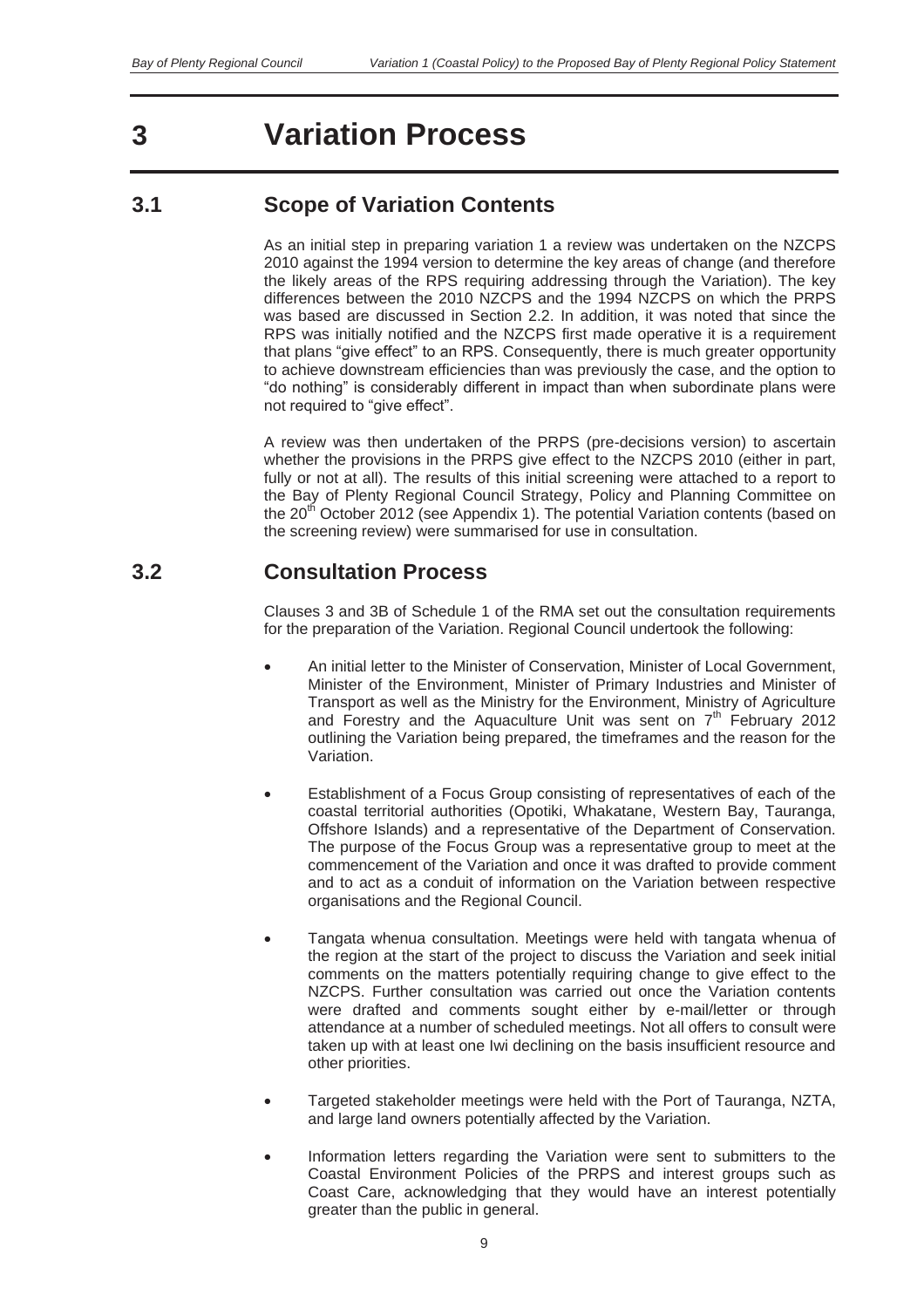# 3 Variation Process

## 3.1 Scope of Variation Contents

As an initial step in preparing variation 1 a review was undertaken on the NZCPS 2010 against the 1994 version to determine the key areas of change (and therefore the likely areas of the RPS requiring addressing through the Variation). The key differences between the 2010 NZCPS and the 1994 NZCPS on which the PRPS was based are discussed in Section 2.2. In addition, it was noted that since the RPS was initially notified and the NZCPS first made operative it is a requirement that plans "give effect" to an RPS. Consequently, there is much greater opportunity to achieve downstream efficiencies than was previously the case, and the option to "do nothing" is considerably different in impact than when subordinate plans were not required to "give effect".

A review was then undertaken of the PRPS (pre-decisions version) to ascertain whether the provisions in the PRPS give effect to the NZCPS 2010 (either in part, fully or not at all). The results of this initial screening were attached to a report to the Bay of Plenty Regional Council Strategy, Policy and Planning Committee on the 20th October 2012 (see Appendix 1). The potential Variation contents (based on the screening review) were summarised for use in consultation.

## 3.2 Consultation Process

Clauses 3 and 3B of Schedule 1 of the RMA set out the consultation requirements for the preparation of the Variation. Regional Council undertook the following:

- An initial letter to the Minister of Conservation, Minister of Local Government, Minister of the Environment, Minister of Primary Industries and Minister of Transport as well as the Ministry for the Environment, Ministry of Agriculture and Forestry and the Aquaculture Unit was sent on 7th February 2012 outlining the Variation being prepared, the timeframes and the reason for the Variation.
- Establishment of a Focus Group consisting of representatives of each of the coastal territorial authorities (Opotiki, Whakatane, Western Bay, Tauranga, Offshore Islands) and a representative of the Department of Conservation. The purpose of the Focus Group was a representative group to meet at the commencement of the Variation and once it was drafted to provide comment and to act as a conduit of information on the Variation between respective organisations and the Regional Council.
- Tangata whenua consultation. Meetings were held with tangata whenua of the region at the start of the project to discuss the Variation and seek initial comments on the matters potentially requiring change to give effect to the NZCPS. Further consultation was carried out once the Variation contents were drafted and comments sought either by e-mail/letter or through attendance at a number of scheduled meetings. Not all offers to consult were taken up with at least one Iwi declining on the basis insufficient resource and other priorities.
- Targeted stakeholder meetings were held with the Port of Tauranga, NZTA, and large land owners potentially affected by the Variation.
- Information letters regarding the Variation were sent to submitters to the Coastal Environment Policies of the PRPS and interest groups such as Coast Care, acknowledging that they would have an interest potentially greater than the public in general.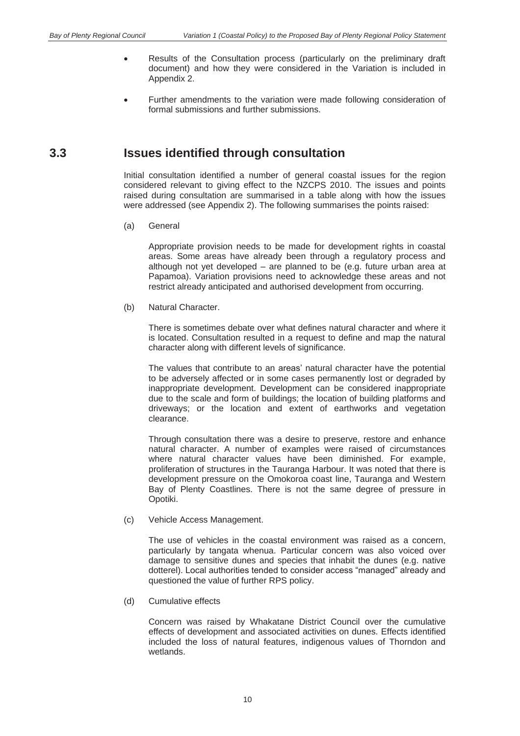- Results of the Consultation process (particularly on the preliminary draft document) and how they were considered in the Variation is included in Appendix 2.
- Further amendments to the variation were made following consideration of formal submissions and further submissions.

## 3.3 Issues identified through consultation

Initial consultation identified a number of general coastal issues for the region considered relevant to giving effect to the NZCPS 2010. The issues and points raised during consultation are summarised in a table along with how the issues were addressed (see Appendix 2). The following summarises the points raised:

(a) General

Appropriate provision needs to be made for development rights in coastal areas. Some areas have already been through a regulatory process and although not yet developed – are planned to be (e.g. future urban area at Papamoa). Variation provisions need to acknowledge these areas and not restrict already anticipated and authorised development from occurring.

(b) Natural Character.

There is sometimes debate over what defines natural character and where it is located. Consultation resulted in a request to define and map the natural character along with different levels of significance.

The values that contribute to an areas' natural character have the potential to be adversely affected or in some cases permanently lost or degraded by inappropriate development. Development can be considered inappropriate due to the scale and form of buildings; the location of building platforms and driveways; or the location and extent of earthworks and vegetation clearance.

Through consultation there was a desire to preserve, restore and enhance natural character. A number of examples were raised of circumstances where natural character values have been diminished. For example, proliferation of structures in the Tauranga Harbour. It was noted that there is development pressure on the Omokoroa coast line, Tauranga and Western Bay of Plenty Coastlines. There is not the same degree of pressure in Opotiki.

(c) Vehicle Access Management.

The use of vehicles in the coastal environment was raised as a concern, particularly by tangata whenua. Particular concern was also voiced over damage to sensitive dunes and species that inhabit the dunes (e.g. native dotterel). Local authorities tended to consider access "managed" already and questioned the value of further RPS policy.

(d) Cumulative effects

Concern was raised by Whakatane District Council over the cumulative effects of development and associated activities on dunes. Effects identified included the loss of natural features, indigenous values of Thorndon and wetlands.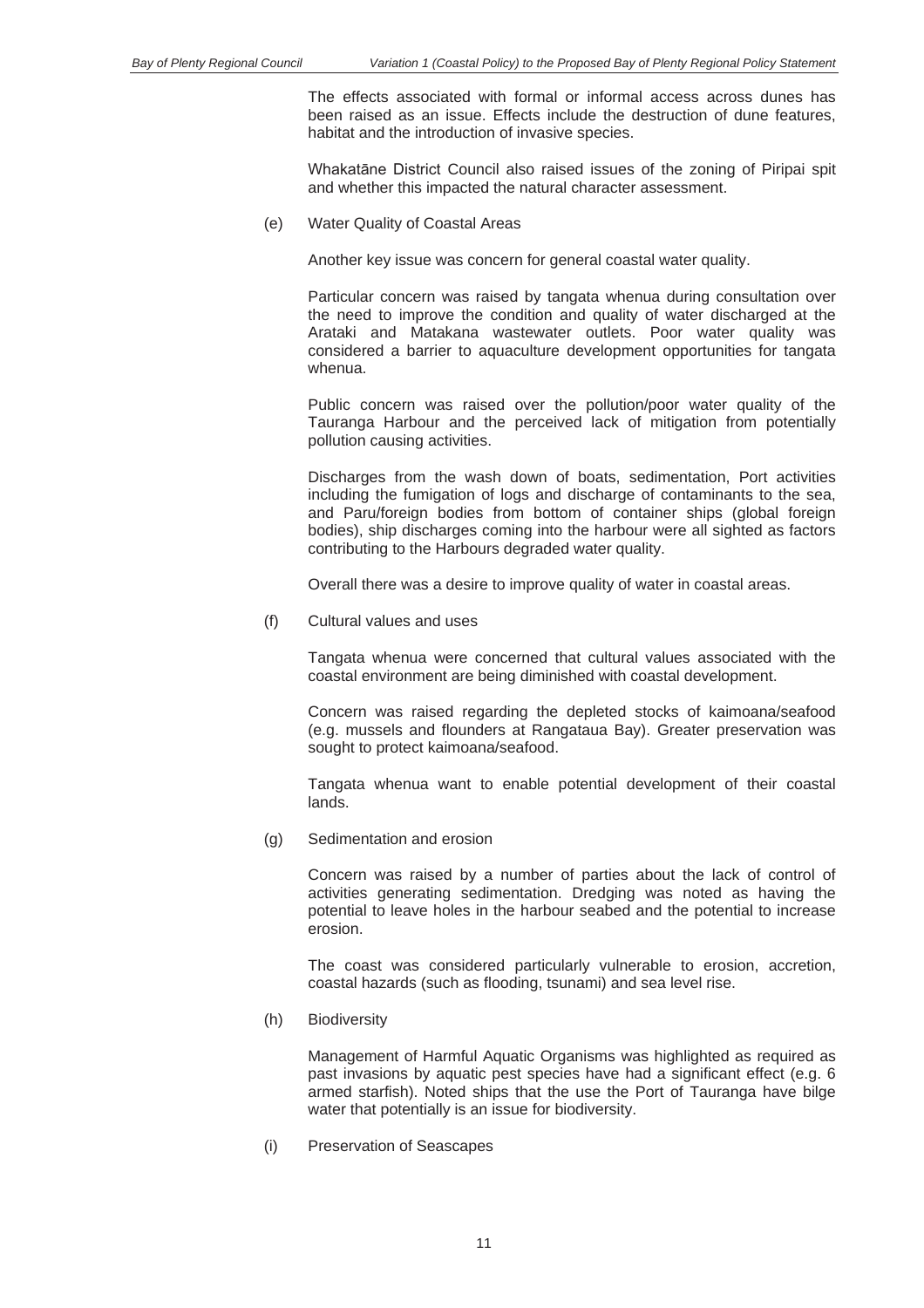The effects associated with formal or informal access across dunes has been raised as an issue. Effects include the destruction of dune features, habitat and the introduction of invasive species.

Whakatāne District Council also raised issues of the zoning of Piripai spit and whether this impacted the natural character assessment.

(e) Water Quality of Coastal Areas

Another key issue was concern for general coastal water quality.

Particular concern was raised by tangata whenua during consultation over the need to improve the condition and quality of water discharged at the Arataki and Matakana wastewater outlets. Poor water quality was considered a barrier to aquaculture development opportunities for tangata whenua.

Public concern was raised over the pollution/poor water quality of the Tauranga Harbour and the perceived lack of mitigation from potentially pollution causing activities.

Discharges from the wash down of boats, sedimentation, Port activities including the fumigation of logs and discharge of contaminants to the sea, and Paru/foreign bodies from bottom of container ships (global foreign bodies), ship discharges coming into the harbour were all sighted as factors contributing to the Harbours degraded water quality.

Overall there was a desire to improve quality of water in coastal areas.

(f) Cultural values and uses

Tangata whenua were concerned that cultural values associated with the coastal environment are being diminished with coastal development.

Concern was raised regarding the depleted stocks of kaimoana/seafood (e.g. mussels and flounders at Rangataua Bay). Greater preservation was sought to protect kaimoana/seafood.

Tangata whenua want to enable potential development of their coastal lands.

(g) Sedimentation and erosion

Concern was raised by a number of parties about the lack of control of activities generating sedimentation. Dredging was noted as having the potential to leave holes in the harbour seabed and the potential to increase erosion.

The coast was considered particularly vulnerable to erosion, accretion, coastal hazards (such as flooding, tsunami) and sea level rise.

(h) Biodiversity

Management of Harmful Aquatic Organisms was highlighted as required as past invasions by aquatic pest species have had a significant effect (e.g. 6 armed starfish). Noted ships that the use the Port of Tauranga have bilge water that potentially is an issue for biodiversity.

(i) Preservation of Seascapes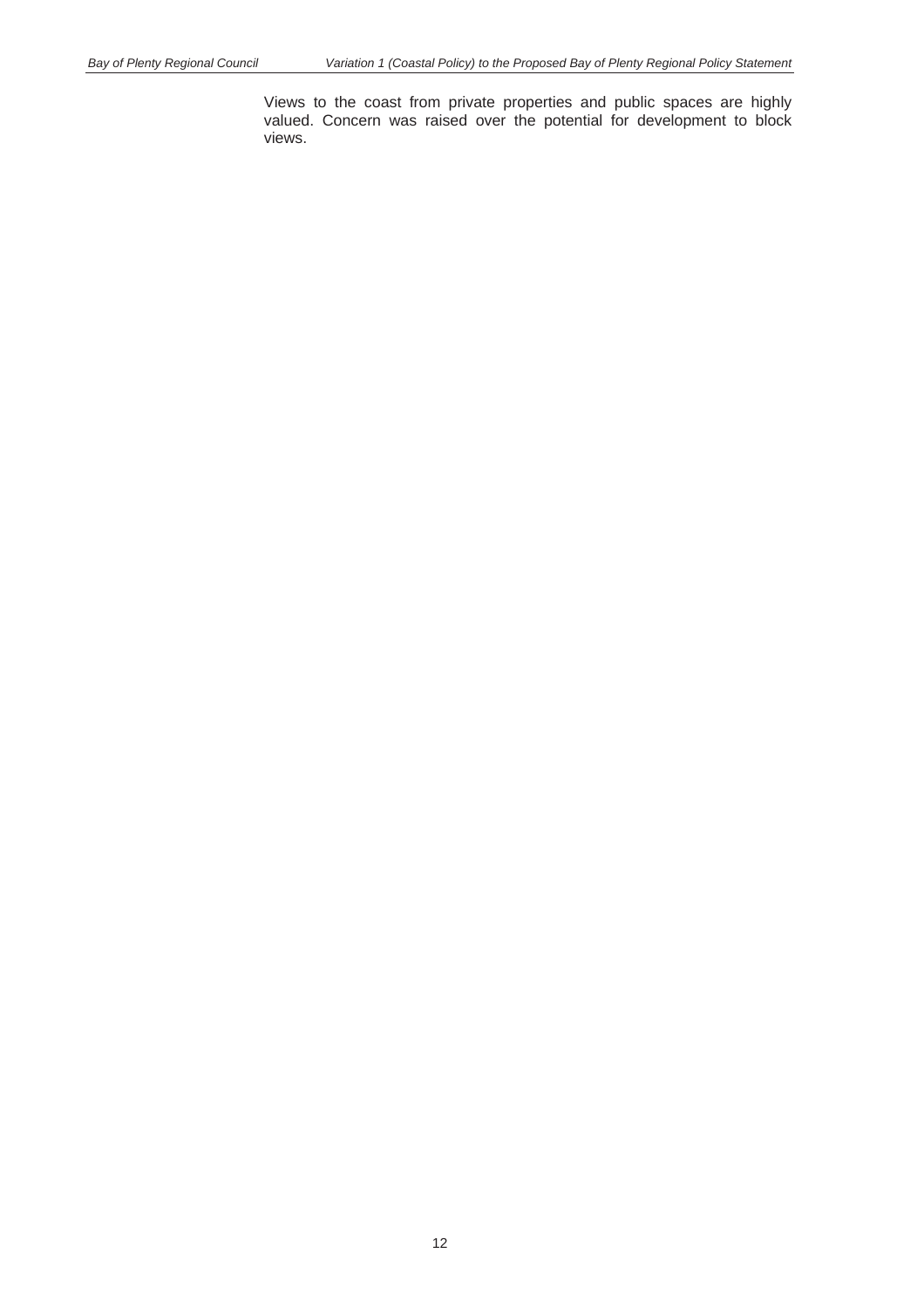Views to the coast from private properties and public spaces are highly valued. Concern was raised over the potential for development to block views.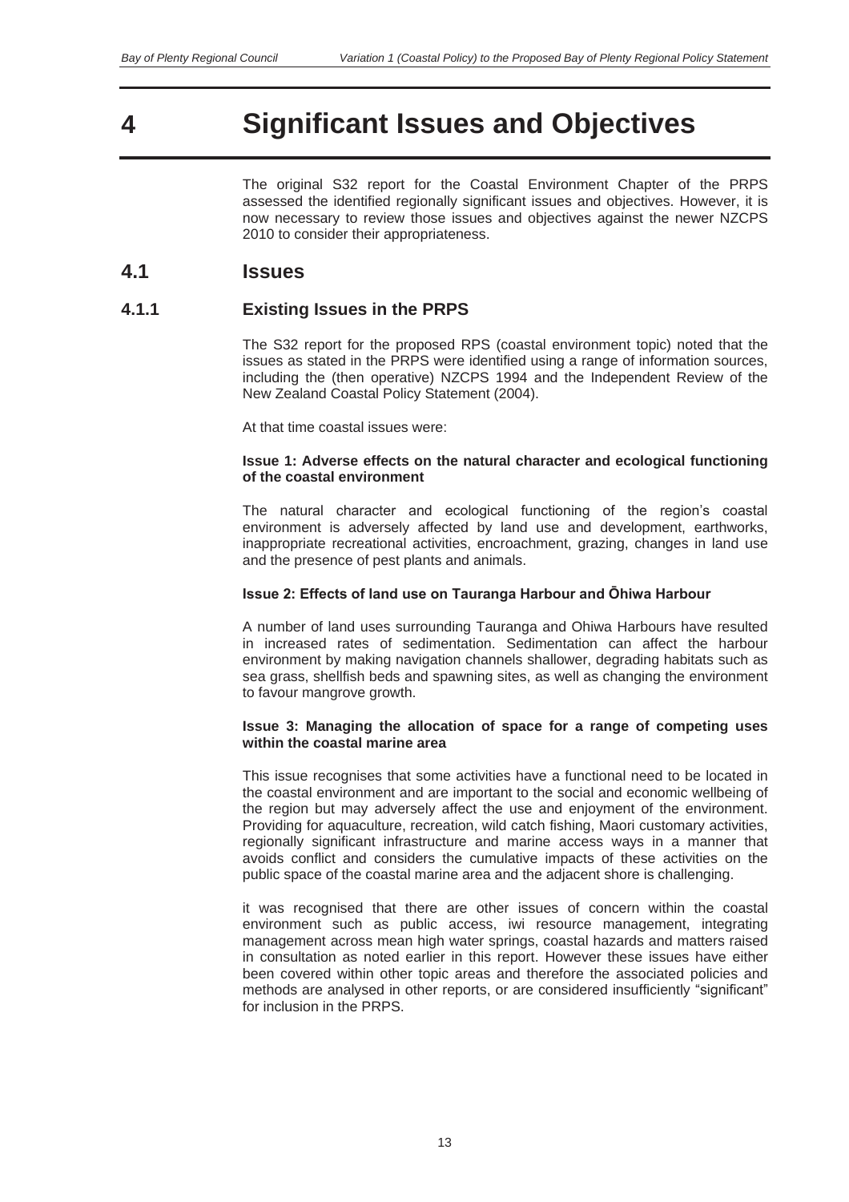# 4 Significant Issues and Objectives

The original S32 report for the Coastal Environment Chapter of the PRPS assessed the identified regionally significant issues and objectives. However, it is now necessary to review those issues and objectives against the newer NZCPS 2010 to consider their appropriateness.

## 4.1 Issues

### 4.1.1 Existing Issues in the PRPS

The S32 report for the proposed RPS (coastal environment topic) noted that the issues as stated in the PRPS were identified using a range of information sources, including the (then operative) NZCPS 1994 and the Independent Review of the New Zealand Coastal Policy Statement (2004).

At that time coastal issues were:

**Issue 1: Adverse effects on the natural character and ecological functioning of the coastal environment**

The natural character and ecological functioning of the region's coastal environment is adversely affected by land use and development, earthworks, inappropriate recreational activities, encroachment, grazing, changes in land use and the presence of pest plants and animals.

**Issue 2: Effects of land use on Tauranga Harbour and Ōhiwa Harbour**

A number of land uses surrounding Tauranga and Ohiwa Harbours have resulted in increased rates of sedimentation. Sedimentation can affect the harbour environment by making navigation channels shallower, degrading habitats such as sea grass, shellfish beds and spawning sites, as well as changing the environment to favour mangrove growth.

**Issue 3: Managing the allocation of space for a range of competing uses within the coastal marine area**

This issue recognises that some activities have a functional need to be located in the coastal environment and are important to the social and economic wellbeing of the region but may adversely affect the use and enjoyment of the environment. Providing for aquaculture, recreation, wild catch fishing, Maori customary activities, regionally significant infrastructure and marine access ways in a manner that avoids conflict and considers the cumulative impacts of these activities on the public space of the coastal marine area and the adjacent shore is challenging.

it was recognised that there are other issues of concern within the coastal environment such as public access, iwi resource management, integrating management across mean high water springs, coastal hazards and matters raised in consultation as noted earlier in this report. However these issues have either been covered within other topic areas and therefore the associated policies and methods are analysed in other reports, or are considered insufficiently "significant" for inclusion in the PRPS.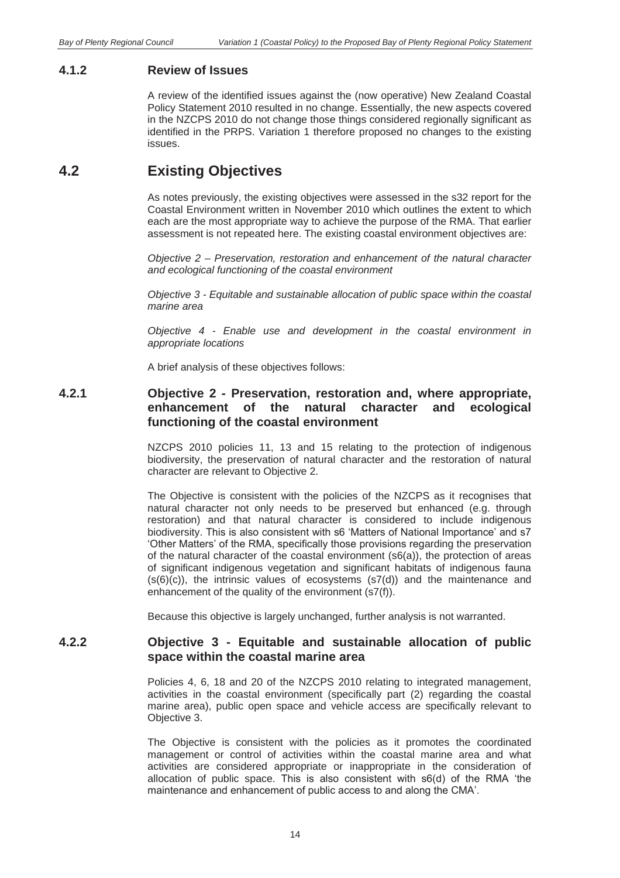### 4.1.2 Review of Issues

A review of the identified issues against the (now operative) New Zealand Coastal Policy Statement 2010 resulted in no change. Essentially, the new aspects covered in the NZCPS 2010 do not change those things considered regionally significant as identified in the PRPS. Variation 1 therefore proposed no changes to the existing issues.

## 4.2 Existing Objectives

As notes previously, the existing objectives were assessed in the s32 report for the Coastal Environment written in November 2010 which outlines the extent to which each are the most appropriate way to achieve the purpose of the RMA. That earlier assessment is not repeated here. The existing coastal environment objectives are:

*Objective 2 – Preservation, restoration and enhancement of the natural character and ecological functioning of the coastal environment*

*Objective 3 - Equitable and sustainable allocation of public space within the coastal marine area*

*Objective 4 - Enable use and development in the coastal environment in appropriate locations*

A brief analysis of these objectives follows:

### 4.2.1 Objective 2 - Preservation, restoration and, where appropriate, enhancement of the natural character and ecological functioning of the coastal environment

NZCPS 2010 policies 11, 13 and 15 relating to the protection of indigenous biodiversity, the preservation of natural character and the restoration of natural character are relevant to Objective 2.

The Objective is consistent with the policies of the NZCPS as it recognises that natural character not only needs to be preserved but enhanced (e.g. through restoration) and that natural character is considered to include indigenous biodiversity. This is also consistent with s6 'Matters of National Importance' and s7 'Other Matters' of the RMA, specifically those provisions regarding the preservation of the natural character of the coastal environment (s6(a)), the protection of areas of significant indigenous vegetation and significant habitats of indigenous fauna (s(6)(c)), the intrinsic values of ecosystems (s7(d)) and the maintenance and enhancement of the quality of the environment (s7(f)).

Because this objective is largely unchanged, further analysis is not warranted.

### 4.2.2 Objective 3 - Equitable and sustainable allocation of public space within the coastal marine area

Policies 4, 6, 18 and 20 of the NZCPS 2010 relating to integrated management, activities in the coastal environment (specifically part (2) regarding the coastal marine area), public open space and vehicle access are specifically relevant to Objective 3.

The Objective is consistent with the policies as it promotes the coordinated management or control of activities within the coastal marine area and what activities are considered appropriate or inappropriate in the consideration of allocation of public space. This is also consistent with s6(d) of the RMA 'the maintenance and enhancement of public access to and along the CMA'.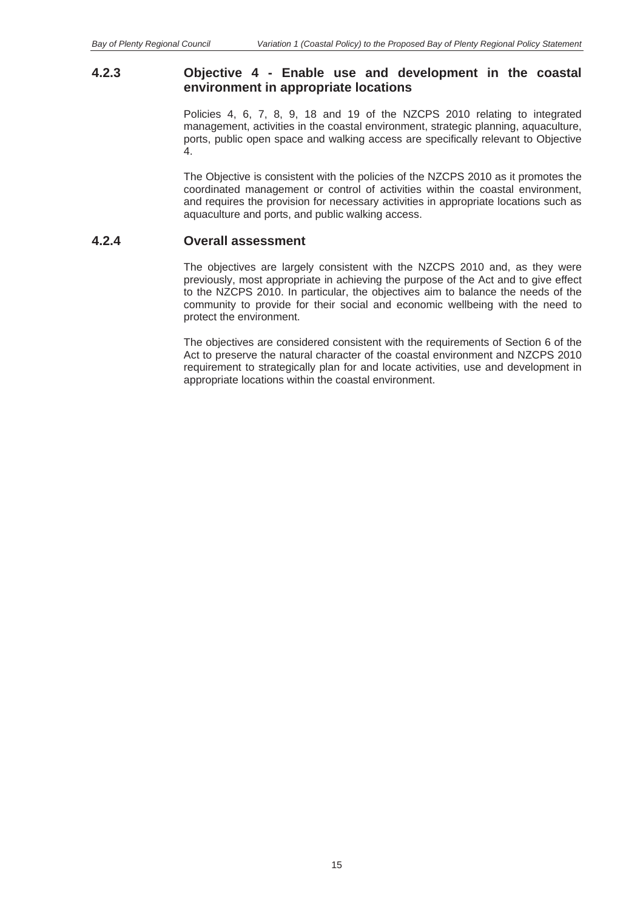### 4.2.3 Objective 4 - Enable use and development in the coastal environment in appropriate locations

Policies 4, 6, 7, 8, 9, 18 and 19 of the NZCPS 2010 relating to integrated management, activities in the coastal environment, strategic planning, aquaculture, ports, public open space and walking access are specifically relevant to Objective 4.

The Objective is consistent with the policies of the NZCPS 2010 as it promotes the coordinated management or control of activities within the coastal environment, and requires the provision for necessary activities in appropriate locations such as aquaculture and ports, and public walking access.

### 4.2.4 Overall assessment

The objectives are largely consistent with the NZCPS 2010 and, as they were previously, most appropriate in achieving the purpose of the Act and to give effect to the NZCPS 2010. In particular, the objectives aim to balance the needs of the community to provide for their social and economic wellbeing with the need to protect the environment.

The objectives are considered consistent with the requirements of Section 6 of the Act to preserve the natural character of the coastal environment and NZCPS 2010 requirement to strategically plan for and locate activities, use and development in appropriate locations within the coastal environment.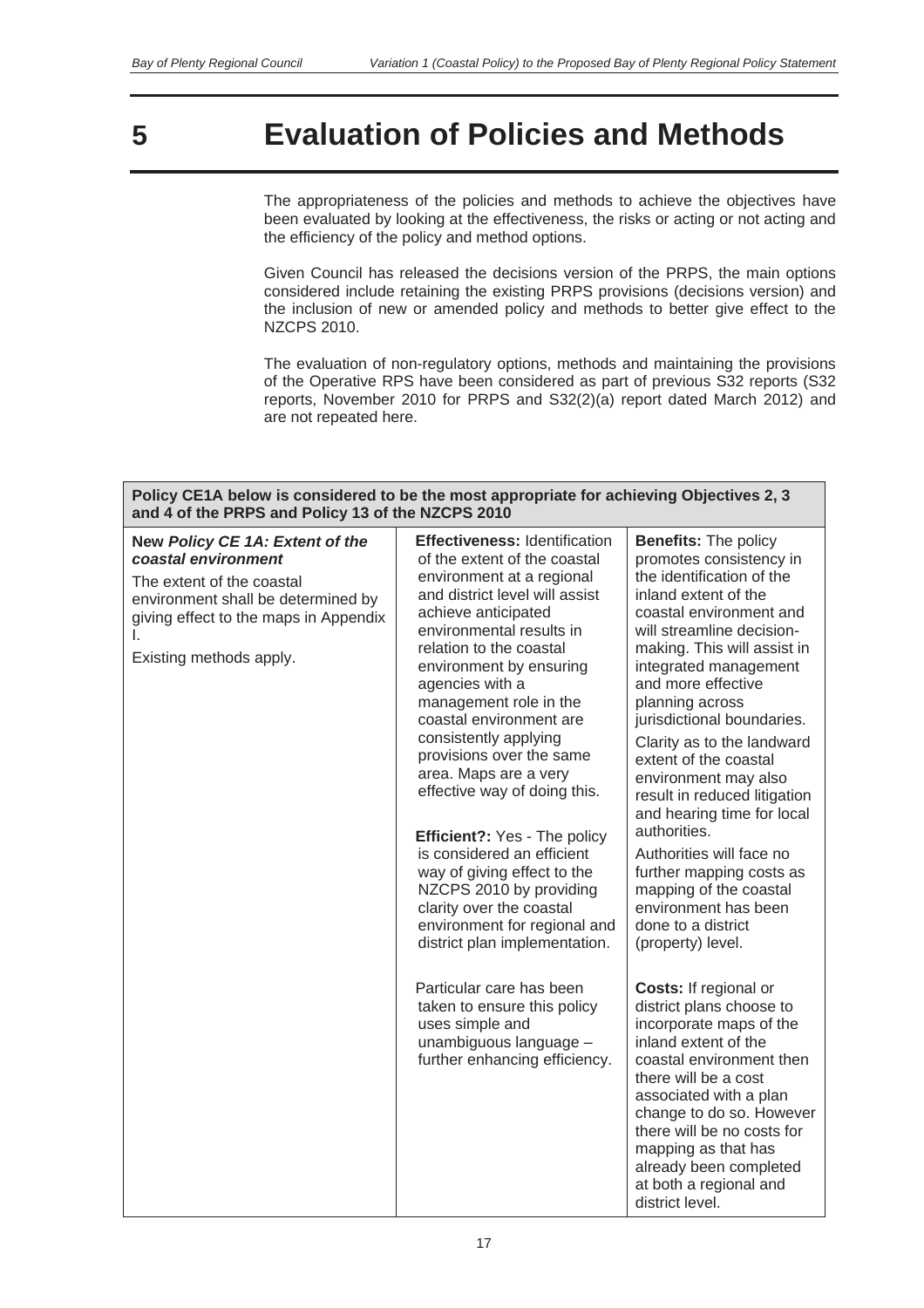# 5 Evaluation of Policies and Methods

The appropriateness of the policies and methods to achieve the objectives have been evaluated by looking at the effectiveness, the risks or acting or not acting and the efficiency of the policy and method options.

Given Council has released the decisions version of the PRPS, the main options considered include retaining the existing PRPS provisions (decisions version) and the inclusion of new or amended policy and methods to better give effect to the NZCPS 2010.

The evaluation of non-regulatory options, methods and maintaining the provisions of the Operative RPS have been considered as part of previous S32 reports (S32 reports, November 2010 for PRPS and S32(2)(a) report dated March 2012) and are not repeated here.

| **Policy CE1A below is considered to be the most appropriate for achieving Objectives 2, 3 and 4 of the PRPS and Policy 13 of the NZCPS 2010** | | |
|---|---|---|
| **New *Policy CE 1A: Extent of the coastal environment***<br><br>The extent of the coastal environment shall be determined by giving effect to the maps in Appendix I.<br><br>Existing methods apply. | **Effectiveness:** Identification of the extent of the coastal environment at a regional and district level will assist achieve anticipated environmental results in relation to the coastal environment by ensuring agencies with a management role in the coastal environment are consistently applying provisions over the same area. Maps are a very effective way of doing this.<br><br>**Efficient?:** Yes - The policy is considered an efficient way of giving effect to the NZCPS 2010 by providing clarity over the coastal environment for regional and district plan implementation.<br><br>Particular care has been taken to ensure this policy uses simple and unambiguous language – further enhancing efficiency. | **Benefits:** The policy promotes consistency in the identification of the inland extent of the coastal environment and will streamline decision-making. This will assist in integrated management and more effective planning across jurisdictional boundaries.<br><br>Clarity as to the landward extent of the coastal environment may also result in reduced litigation and hearing time for local authorities.<br><br>Authorities will face no further mapping costs as mapping of the coastal environment has been done to a district (property) level.<br><br>**Costs:** If regional or district plans choose to incorporate maps of the inland extent of the coastal environment then there will be a cost associated with a plan change to do so. However there will be no costs for mapping as that has already been completed at both a regional and district level. |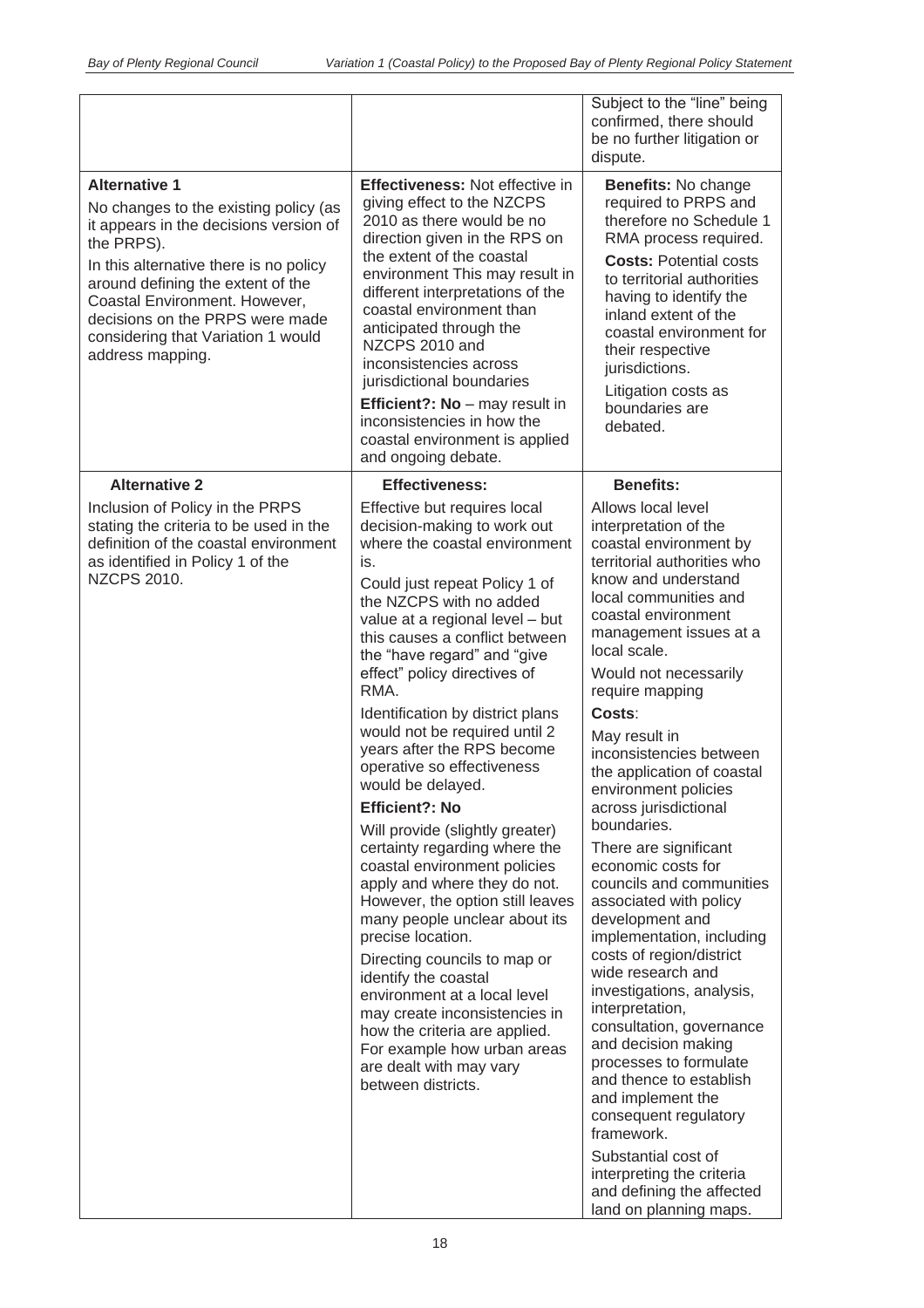| | | |
|---|---|---|
| | | Subject to the "line" being confirmed, there should be no further litigation or dispute. |
| **Alternative 1**<br>No changes to the existing policy (as it appears in the decisions version of the PRPS).<br>In this alternative there is no policy around defining the extent of the Coastal Environment. However, decisions on the PRPS were made considering that Variation 1 would address mapping. | **Effectiveness:** Not effective in giving effect to the NZCPS 2010 as there would be no direction given in the RPS on the extent of the coastal environment This may result in different interpretations of the coastal environment than anticipated through the NZCPS 2010 and inconsistencies across jurisdictional boundaries<br>**Efficient?: No** – may result in inconsistencies in how the coastal environment is applied and ongoing debate. | **Benefits:** No change required to PRPS and therefore no Schedule 1 RMA process required.<br>**Costs:** Potential costs to territorial authorities having to identify the inland extent of the coastal environment for their respective jurisdictions.<br>Litigation costs as boundaries are debated. |
| **Alternative 2**<br>Inclusion of Policy in the PRPS stating the criteria to be used in the definition of the coastal environment as identified in Policy 1 of the NZCPS 2010. | **Effectiveness:**<br>Effective but requires local decision-making to work out where the coastal environment is.<br>Could just repeat Policy 1 of the NZCPS with no added value at a regional level – but this causes a conflict between the "have regard" and "give effect" policy directives of RMA.<br>Identification by district plans would not be required until 2 years after the RPS become operative so effectiveness would be delayed.<br>**Efficient?: No**<br>Will provide (slightly greater) certainty regarding where the coastal environment policies apply and where they do not. However, the option still leaves many people unclear about its precise location.<br>Directing councils to map or identify the coastal environment at a local level may create inconsistencies in how the criteria are applied. For example how urban areas are dealt with may vary between districts. | **Benefits:**<br>Allows local level interpretation of the coastal environment by territorial authorities who know and understand local communities and coastal environment management issues at a local scale.<br>Would not necessarily require mapping<br>**Costs**:<br>May result in inconsistencies between the application of coastal environment policies across jurisdictional boundaries.<br>There are significant economic costs for councils and communities associated with policy development and implementation, including costs of region/district wide research and investigations, analysis, interpretation, consultation, governance and decision making processes to formulate and thence to establish and implement the consequent regulatory framework.<br>Substantial cost of interpreting the criteria and defining the affected land on planning maps. |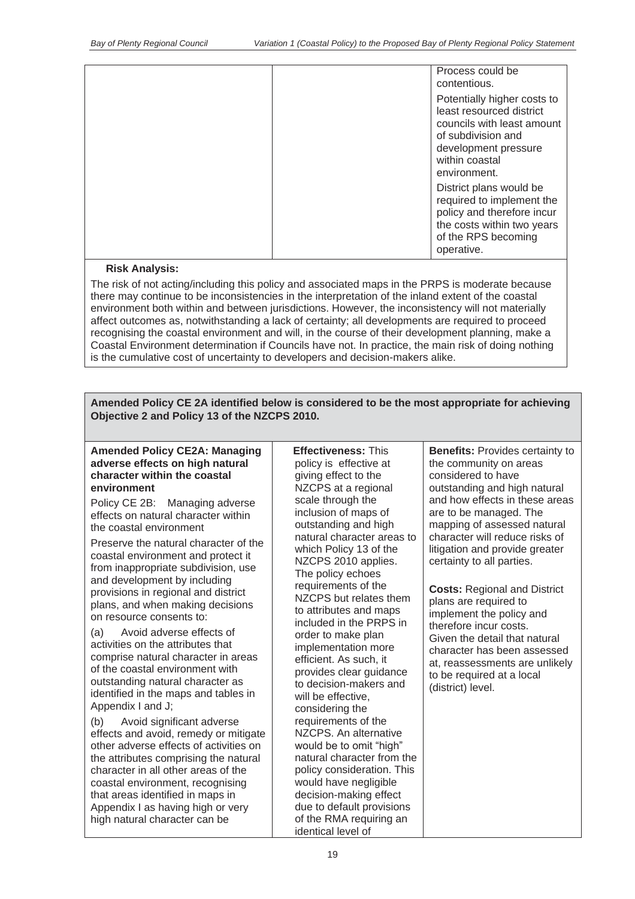| | | Process could be contentious.<br><br>Potentially higher costs to least resourced district councils with least amount of subdivision and development pressure within coastal environment.<br><br>District plans would be required to implement the policy and therefore incur the costs within two years of the RPS becoming operative. |
|---|---|---|

**Risk Analysis:**

The risk of not acting/including this policy and associated maps in the PRPS is moderate because there may continue to be inconsistencies in the interpretation of the inland extent of the coastal environment both within and between jurisdictions. However, the inconsistency will not materially affect outcomes as, notwithstanding a lack of certainty; all developments are required to proceed recognising the coastal environment and will, in the course of their development planning, make a Coastal Environment determination if Councils have not. In practice, the main risk of doing nothing is the cumulative cost of uncertainty to developers and decision-makers alike.

**Amended Policy CE 2A identified below is considered to be the most appropriate for achieving Objective 2 and Policy 13 of the NZCPS 2010.**

| **Amended Policy CE2A: Managing adverse effects on high natural character within the coastal environment**<br><br>Policy CE 2B: Managing adverse effects on natural character within the coastal environment<br><br>Preserve the natural character of the coastal environment and protect it from inappropriate subdivision, use and development by including provisions in regional and district plans, and when making decisions on resource consents to:<br><br>(a) Avoid adverse effects of activities on the attributes that comprise natural character in areas of the coastal environment with outstanding natural character as identified in the maps and tables in Appendix I and J;<br><br>(b) Avoid significant adverse effects and avoid, remedy or mitigate other adverse effects of activities on the attributes comprising the natural character in all other areas of the coastal environment, recognising that areas identified in maps in Appendix I as having high or very high natural character can be | **Effectiveness:** This policy is effective at giving effect to the NZCPS at a regional scale through the inclusion of maps of outstanding and high natural character areas to which Policy 13 of the NZCPS 2010 applies. The policy echoes requirements of the NZCPS but relates them to attributes and maps included in the PRPS in order to make plan implementation more efficient. As such, it provides clear guidance to decision-makers and will be effective, considering the requirements of the NZCPS. An alternative would be to omit "high" natural character from the policy consideration. This would have negligible decision-making effect due to default provisions of the RMA requiring an identical level of | **Benefits:** Provides certainty to the community on areas considered to have outstanding and high natural and how effects in these areas are to be managed. The mapping of assessed natural character will reduce risks of litigation and provide greater certainty to all parties.<br><br>**Costs:** Regional and District plans are required to implement the policy and therefore incur costs. Given the detail that natural character has been assessed at, reassessments are unlikely to be required at a local (district) level. |
|---|---|---|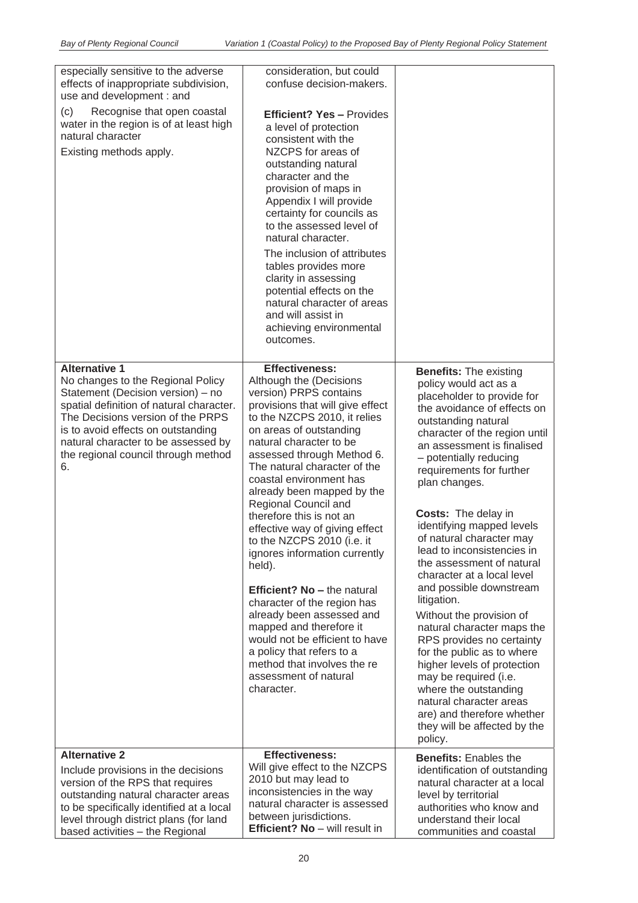| | | |
|---|---|---|
| especially sensitive to the adverse effects of inappropriate subdivision, use and development : and<br><br>(c) Recognise that open coastal water in the region is of at least high natural character<br><br>Existing methods apply. | consideration, but could confuse decision-makers.<br><br>**Efficient? Yes –** Provides a level of protection consistent with the NZCPS for areas of outstanding natural character and the provision of maps in Appendix I will provide certainty for councils as to the assessed level of natural character.<br><br>The inclusion of attributes tables provides more clarity in assessing potential effects on the natural character of areas and will assist in achieving environmental outcomes. | |
| **Alternative 1**<br>No changes to the Regional Policy Statement (Decision version) – no spatial definition of natural character. The Decisions version of the PRPS is to avoid effects on outstanding natural character to be assessed by the regional council through method 6. | **Effectiveness:**<br>Although the (Decisions version) PRPS contains provisions that will give effect to the NZCPS 2010, it relies on areas of outstanding natural character to be assessed through Method 6. The natural character of the coastal environment has already been mapped by the Regional Council and therefore this is not an effective way of giving effect to the NZCPS 2010 (i.e. it ignores information currently held).<br><br>**Efficient? No –** the natural character of the region has already been assessed and mapped and therefore it would not be efficient to have a policy that refers to a method that involves the re assessment of natural character. | **Benefits:** The existing policy would act as a placeholder to provide for the avoidance of effects on outstanding natural character of the region until an assessment is finalised – potentially reducing requirements for further plan changes.<br><br>**Costs:** The delay in identifying mapped levels of natural character may lead to inconsistencies in the assessment of natural character at a local level and possible downstream litigation.<br><br>Without the provision of natural character maps the RPS provides no certainty for the public as to where higher levels of protection may be required (i.e. where the outstanding natural character areas are) and therefore whether they will be affected by the policy. |
| **Alternative 2**<br>Include provisions in the decisions version of the RPS that requires outstanding natural character areas to be specifically identified at a local level through district plans (for land based activities – the Regional | **Effectiveness:**<br>Will give effect to the NZCPS 2010 but may lead to inconsistencies in the way natural character is assessed between jurisdictions.<br>**Efficient? No** – will result in | **Benefits:** Enables the identification of outstanding natural character at a local level by territorial authorities who know and understand their local communities and coastal |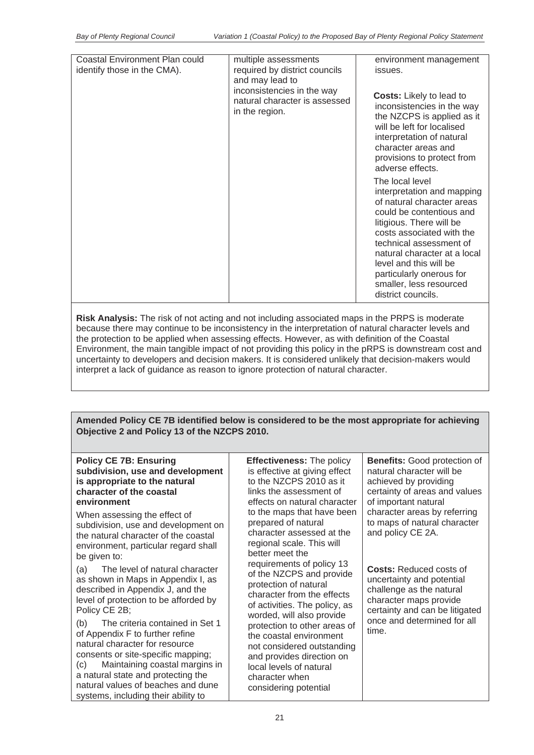| | | |
|---|---|---|
| Coastal Environment Plan could identify those in the CMA). | multiple assessments required by district councils and may lead to inconsistencies in the way natural character is assessed in the region. | environment management issues.<br><br>**Costs:** Likely to lead to inconsistencies in the way the NZCPS is applied as it will be left for localised interpretation of natural character areas and provisions to protect from adverse effects.<br><br>The local level interpretation and mapping of natural character areas could be contentious and litigious. There will be costs associated with the technical assessment of natural character at a local level and this will be particularly onerous for smaller, less resourced district councils. |

**Risk Analysis:** The risk of not acting and not including associated maps in the PRPS is moderate because there may continue to be inconsistency in the interpretation of natural character levels and the protection to be applied when assessing effects. However, as with definition of the Coastal Environment, the main tangible impact of not providing this policy in the pRPS is downstream cost and uncertainty to developers and decision makers. It is considered unlikely that decision-makers would interpret a lack of guidance as reason to ignore protection of natural character.

**Amended Policy CE 7B identified below is considered to be the most appropriate for achieving Objective 2 and Policy 13 of the NZCPS 2010.**

| | | |
|---|---|---|
| **Policy CE 7B: Ensuring subdivision, use and development is appropriate to the natural character of the coastal environment**<br><br>When assessing the effect of subdivision, use and development on the natural character of the coastal environment, particular regard shall be given to:<br><br>(a) The level of natural character as shown in Maps in Appendix I, as described in Appendix J, and the level of protection to be afforded by Policy CE 2B;<br><br>(b) The criteria contained in Set 1 of Appendix F to further refine natural character for resource consents or site-specific mapping;<br>(c) Maintaining coastal margins in a natural state and protecting the natural values of beaches and dune systems, including their ability to | **Effectiveness:** The policy is effective at giving effect to the NZCPS 2010 as it links the assessment of effects on natural character to the maps that have been prepared of natural character assessed at the regional scale. This will better meet the requirements of policy 13 of the NZCPS and provide protection of natural character from the effects of activities. The policy, as worded, will also provide protection to other areas of the coastal environment not considered outstanding and provides direction on local levels of natural character when considering potential | **Benefits:** Good protection of natural character will be achieved by providing certainty of areas and values of important natural character areas by referring to maps of natural character and policy CE 2A.<br><br>**Costs:** Reduced costs of uncertainty and potential challenge as the natural character maps provide certainty and can be litigated once and determined for all time. |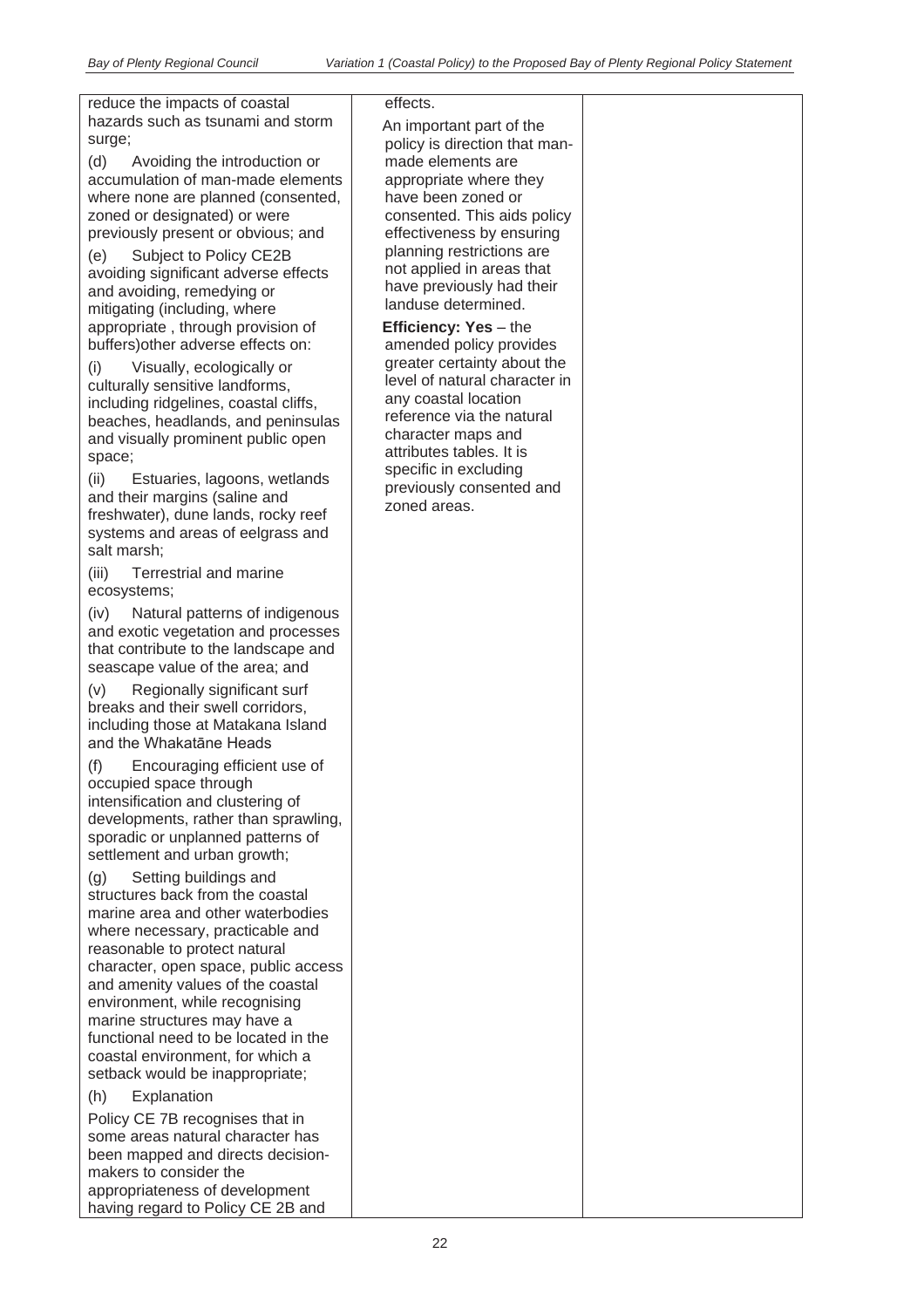| | | |
|---|---|---|
| reduce the impacts of coastal hazards such as tsunami and storm surge;<br><br>(d) Avoiding the introduction or accumulation of man-made elements where none are planned (consented, zoned or designated) or were previously present or obvious; and<br><br>(e) Subject to Policy CE2B avoiding significant adverse effects and avoiding, remedying or mitigating (including, where appropriate , through provision of buffers)other adverse effects on:<br><br>(i) Visually, ecologically or culturally sensitive landforms, including ridgelines, coastal cliffs, beaches, headlands, and peninsulas and visually prominent public open space;<br><br>(ii) Estuaries, lagoons, wetlands and their margins (saline and freshwater), dune lands, rocky reef systems and areas of eelgrass and salt marsh;<br><br>(iii) Terrestrial and marine ecosystems;<br><br>(iv) Natural patterns of indigenous and exotic vegetation and processes that contribute to the landscape and seascape value of the area; and<br><br>(v) Regionally significant surf breaks and their swell corridors, including those at Matakana Island and the Whakatāne Heads<br><br>(f) Encouraging efficient use of occupied space through intensification and clustering of developments, rather than sprawling, sporadic or unplanned patterns of settlement and urban growth;<br><br>(g) Setting buildings and structures back from the coastal marine area and other waterbodies where necessary, practicable and reasonable to protect natural character, open space, public access and amenity values of the coastal environment, while recognising marine structures may have a functional need to be located in the coastal environment, for which a setback would be inappropriate;<br><br>(h) Explanation<br><br>Policy CE 7B recognises that in some areas natural character has been mapped and directs decision-makers to consider the appropriateness of development having regard to Policy CE 2B and | effects.<br><br>An important part of the policy is direction that man-made elements are appropriate where they have been zoned or consented. This aids policy effectiveness by ensuring planning restrictions are not applied in areas that have previously had their landuse determined.<br><br>**Efficiency: Yes** – the amended policy provides greater certainty about the level of natural character in any coastal location reference via the natural character maps and attributes tables. It is specific in excluding previously consented and zoned areas. | |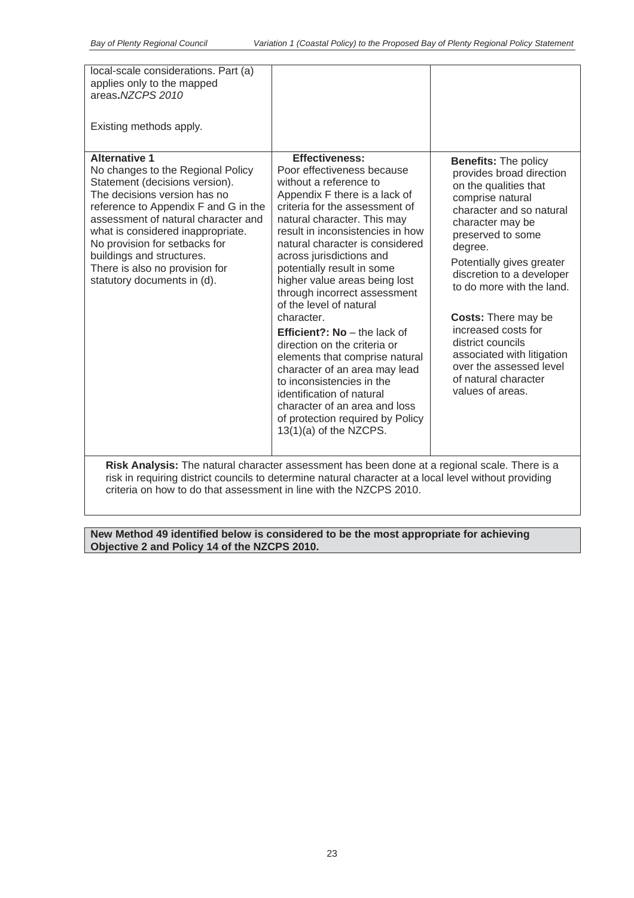| | | |
|---|---|---|
| local-scale considerations. Part (a) applies only to the mapped areas.*NZCPS 2010*<br><br>Existing methods apply. | | |
| **Alternative 1**<br>No changes to the Regional Policy Statement (decisions version). The decisions version has no reference to Appendix F and G in the assessment of natural character and what is considered inappropriate. No provision for setbacks for buildings and structures. There is also no provision for statutory documents in (d). | **Effectiveness:**<br>Poor effectiveness because without a reference to Appendix F there is a lack of criteria for the assessment of natural character. This may result in inconsistencies in how natural character is considered across jurisdictions and potentially result in some higher value areas being lost through incorrect assessment of the level of natural character.<br>**Efficient?: No** – the lack of direction on the criteria or elements that comprise natural character of an area may lead to inconsistencies in the identification of natural character of an area and loss of protection required by Policy 13(1)(a) of the NZCPS. | **Benefits:** The policy provides broad direction on the qualities that comprise natural character and so natural character may be preserved to some degree.<br>Potentially gives greater discretion to a developer to do more with the land.<br><br>**Costs:** There may be increased costs for district councils associated with litigation over the assessed level of natural character values of areas. |
| **Risk Analysis:** The natural character assessment has been done at a regional scale. There is a risk in requiring district councils to determine natural character at a local level without providing criteria on how to do that assessment in line with the NZCPS 2010. | | |

**New Method 49 identified below is considered to be the most appropriate for achieving Objective 2 and Policy 14 of the NZCPS 2010.**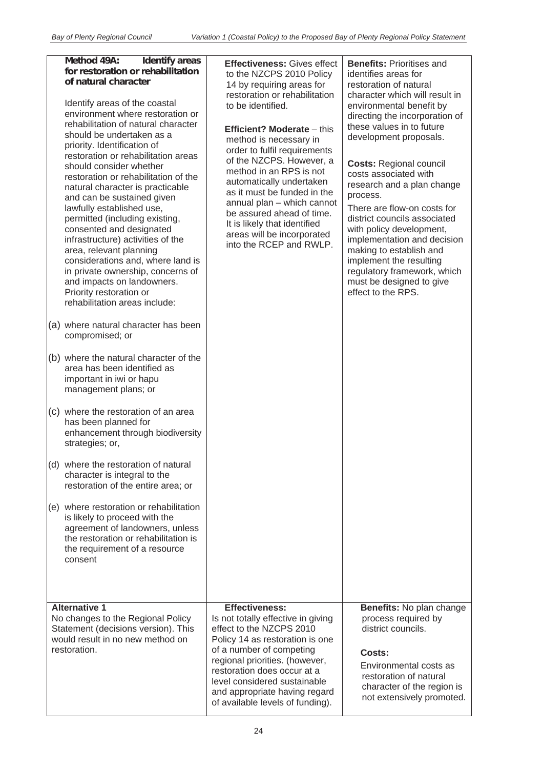| | | |
|---|---|---|
| **Method 49A: Identify areas for restoration or rehabilitation of natural character**<br><br>Identify areas of the coastal environment where restoration or rehabilitation of natural character should be undertaken as a priority. Identification of restoration or rehabilitation areas should consider whether restoration or rehabilitation of the natural character is practicable and can be sustained given lawfully established use, permitted (including existing, consented and designated infrastructure) activities of the area, relevant planning considerations and, where land is in private ownership, concerns of and impacts on landowners. Priority restoration or rehabilitation areas include:<br><br>(a) where natural character has been compromised; or<br><br>(b) where the natural character of the area has been identified as important in iwi or hapu management plans; or<br><br>(c) where the restoration of an area has been planned for enhancement through biodiversity strategies; or,<br><br>(d) where the restoration of natural character is integral to the restoration of the entire area; or<br><br>(e) where restoration or rehabilitation is likely to proceed with the agreement of landowners, unless the restoration or rehabilitation is the requirement of a resource consent | **Effectiveness:** Gives effect to the NZCPS 2010 Policy 14 by requiring areas for restoration or rehabilitation to be identified.<br><br>**Efficient? Moderate** – this method is necessary in order to fulfil requirements of the NZCPS. However, a method in an RPS is not automatically undertaken as it must be funded in the annual plan – which cannot be assured ahead of time. It is likely that identified areas will be incorporated into the RCEP and RWLP. | **Benefits:** Prioritises and identifies areas for restoration of natural character which will result in environmental benefit by directing the incorporation of these values in to future development proposals.<br><br>**Costs:** Regional council costs associated with research and a plan change process.<br><br>There are flow-on costs for district councils associated with policy development, implementation and decision making to establish and implement the resulting regulatory framework, which must be designed to give effect to the RPS. |
| **Alternative 1**<br>No changes to the Regional Policy Statement (decisions version). This would result in no new method on restoration. | **Effectiveness:**<br>Is not totally effective in giving effect to the NZCPS 2010 Policy 14 as restoration is one of a number of competing regional priorities. (however, restoration does occur at a level considered sustainable and appropriate having regard of available levels of funding). | **Benefits:** No plan change process required by district councils.<br><br>**Costs:**<br>Environmental costs as restoration of natural character of the region is not extensively promoted. |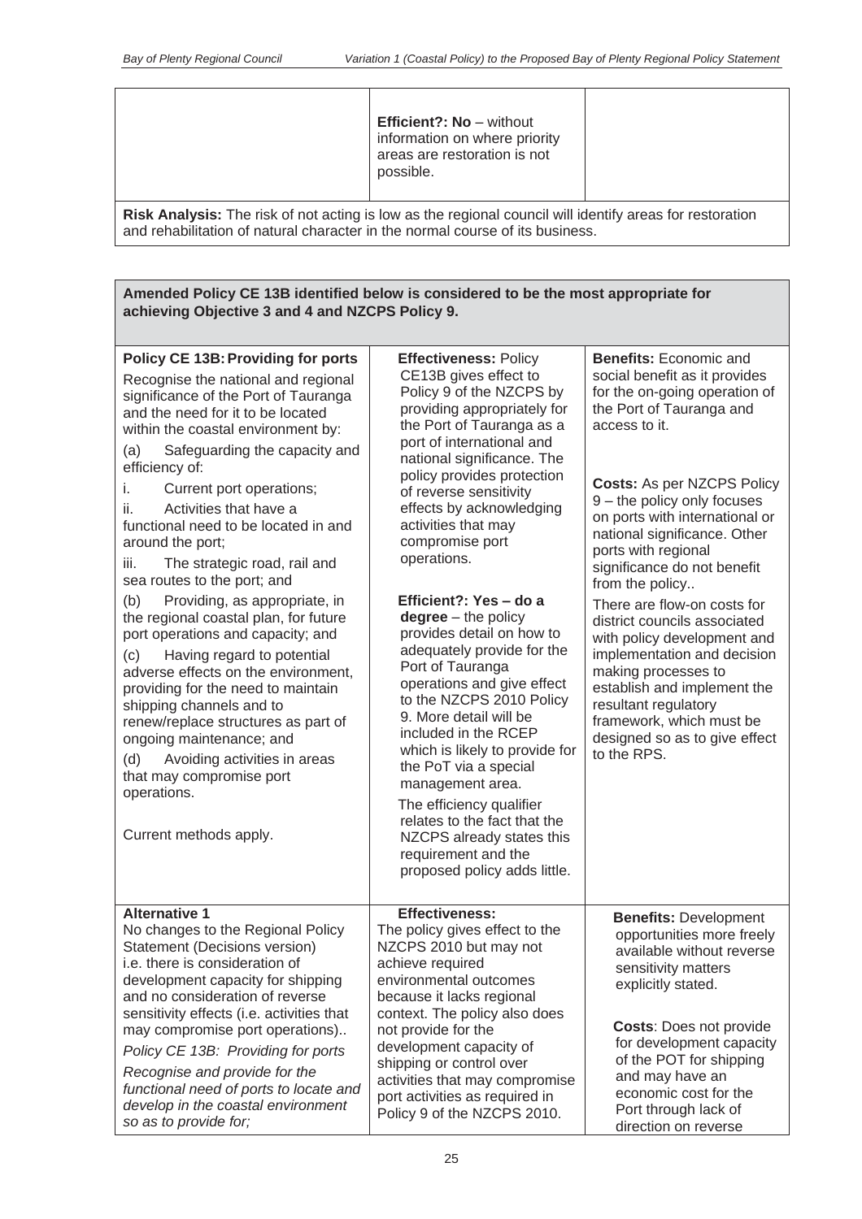| | | |
|---|---|---|
| | **Efficient?: No** – without information on where priority areas are restoration is not possible. | |

**Risk Analysis:** The risk of not acting is low as the regional council will identify areas for restoration and rehabilitation of natural character in the normal course of its business.

**Amended Policy CE 13B identified below is considered to be the most appropriate for achieving Objective 3 and 4 and NZCPS Policy 9.**

| | | |
|---|---|---|
| **Policy CE 13B: Providing for ports**<br><br>Recognise the national and regional significance of the Port of Tauranga and the need for it to be located within the coastal environment by:<br><br>(a) Safeguarding the capacity and efficiency of:<br><br>i. Current port operations;<br><br>ii. Activities that have a functional need to be located in and around the port;<br><br>iii. The strategic road, rail and sea routes to the port; and<br><br>(b) Providing, as appropriate, in the regional coastal plan, for future port operations and capacity; and<br><br>(c) Having regard to potential adverse effects on the environment, providing for the need to maintain shipping channels and to renew/replace structures as part of ongoing maintenance; and<br><br>(d) Avoiding activities in areas that may compromise port operations.<br><br>Current methods apply. | **Effectiveness:** Policy CE13B gives effect to Policy 9 of the NZCPS by providing appropriately for the Port of Tauranga as a port of international and national significance. The policy provides protection of reverse sensitivity effects by acknowledging activities that may compromise port operations.<br><br>**Efficient?: Yes – do a degree** – the policy provides detail on how to adequately provide for the Port of Tauranga operations and give effect to the NZCPS 2010 Policy 9. More detail will be included in the RCEP which is likely to provide for the PoT via a special management area.<br><br>The efficiency qualifier relates to the fact that the NZCPS already states this requirement and the proposed policy adds little. | **Benefits:** Economic and social benefit as it provides for the on-going operation of the Port of Tauranga and access to it.<br><br>**Costs:** As per NZCPS Policy 9 – the policy only focuses on ports with international or national significance. Other ports with regional significance do not benefit from the policy..<br><br>There are flow-on costs for district councils associated with policy development and implementation and decision making processes to establish and implement the resultant regulatory framework, which must be designed so as to give effect to the RPS. |
| **Alternative 1**<br>No changes to the Regional Policy Statement (Decisions version) i.e. there is consideration of development capacity for shipping and no consideration of reverse sensitivity effects (i.e. activities that may compromise port operations)..<br><br>*Policy CE 13B: Providing for ports*<br><br>*Recognise and provide for the functional need of ports to locate and develop in the coastal environment so as to provide for;* | **Effectiveness:**<br>The policy gives effect to the NZCPS 2010 but may not achieve required environmental outcomes because it lacks regional context. The policy also does not provide for the development capacity of shipping or control over activities that may compromise port activities as required in Policy 9 of the NZCPS 2010. | **Benefits:** Development opportunities more freely available without reverse sensitivity matters explicitly stated.<br><br>**Costs**: Does not provide for development capacity of the POT for shipping and may have an economic cost for the Port through lack of direction on reverse |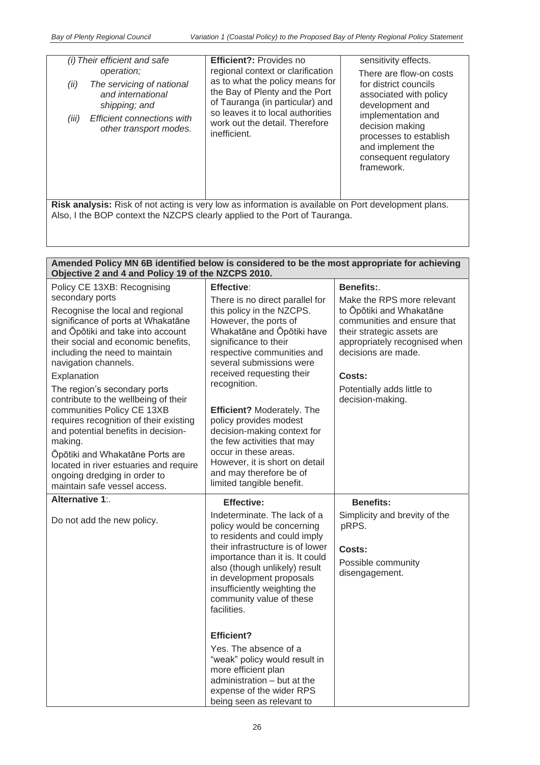| | | |
|---|---|---|
| *(i) Their efficient and safe operation;*<br>*(ii) The servicing of national and international shipping; and*<br>*(iii) Efficient connections with other transport modes.* | **Efficient?:** Provides no regional context or clarification as to what the policy means for the Bay of Plenty and the Port of Tauranga (in particular) and so leaves it to local authorities work out the detail. Therefore inefficient. | sensitivity effects.<br>There are flow-on costs for district councils associated with policy development and implementation and decision making processes to establish and implement the consequent regulatory framework. |
| **Risk analysis:** Risk of not acting is very low as information is available on Port development plans. Also, I the BOP context the NZCPS clearly applied to the Port of Tauranga. | | |

| **Amended Policy MN 6B identified below is considered to be the most appropriate for achieving Objective 2 and 4 and Policy 19 of the NZCPS 2010.** | | |
|---|---|---|
| Policy CE 13XB: Recognising secondary ports<br><br>Recognise the local and regional significance of ports at Whakatāne and Ōpōtiki and take into account their social and economic benefits, including the need to maintain navigation channels.<br><br>Explanation<br><br>The region's secondary ports contribute to the wellbeing of their communities Policy CE 13XB requires recognition of their existing and potential benefits in decision-making.<br><br>Ōpōtiki and Whakatāne Ports are located in river estuaries and require ongoing dredging in order to maintain safe vessel access. | **Effective**:<br>There is no direct parallel for this policy in the NZCPS. However, the ports of Whakatāne and Ōpōtiki have significance to their respective communities and several submissions were received requesting their recognition.<br><br>**Efficient?** Moderately. The policy provides modest decision-making context for the few activities that may occur in these areas. However, it is short on detail and may therefore be of limited tangible benefit. | **Benefits:**.<br>Make the RPS more relevant to Ōpōtiki and Whakatāne communities and ensure that their strategic assets are appropriately recognised when decisions are made.<br><br>**Costs:**<br>Potentially adds little to decision-making. |
| **Alternative 1**:.<br><br>Do not add the new policy. | **Effective:**<br>Indeterminate. The lack of a policy would be concerning to residents and could imply their infrastructure is of lower importance than it is. It could also (though unlikely) result in development proposals insufficiently weighting the community value of these facilities.<br><br>**Efficient?**<br>Yes. The absence of a "weak" policy would result in more efficient plan administration – but at the expense of the wider RPS being seen as relevant to | **Benefits:**<br>Simplicity and brevity of the pRPS.<br><br>**Costs:**<br>Possible community disengagement. |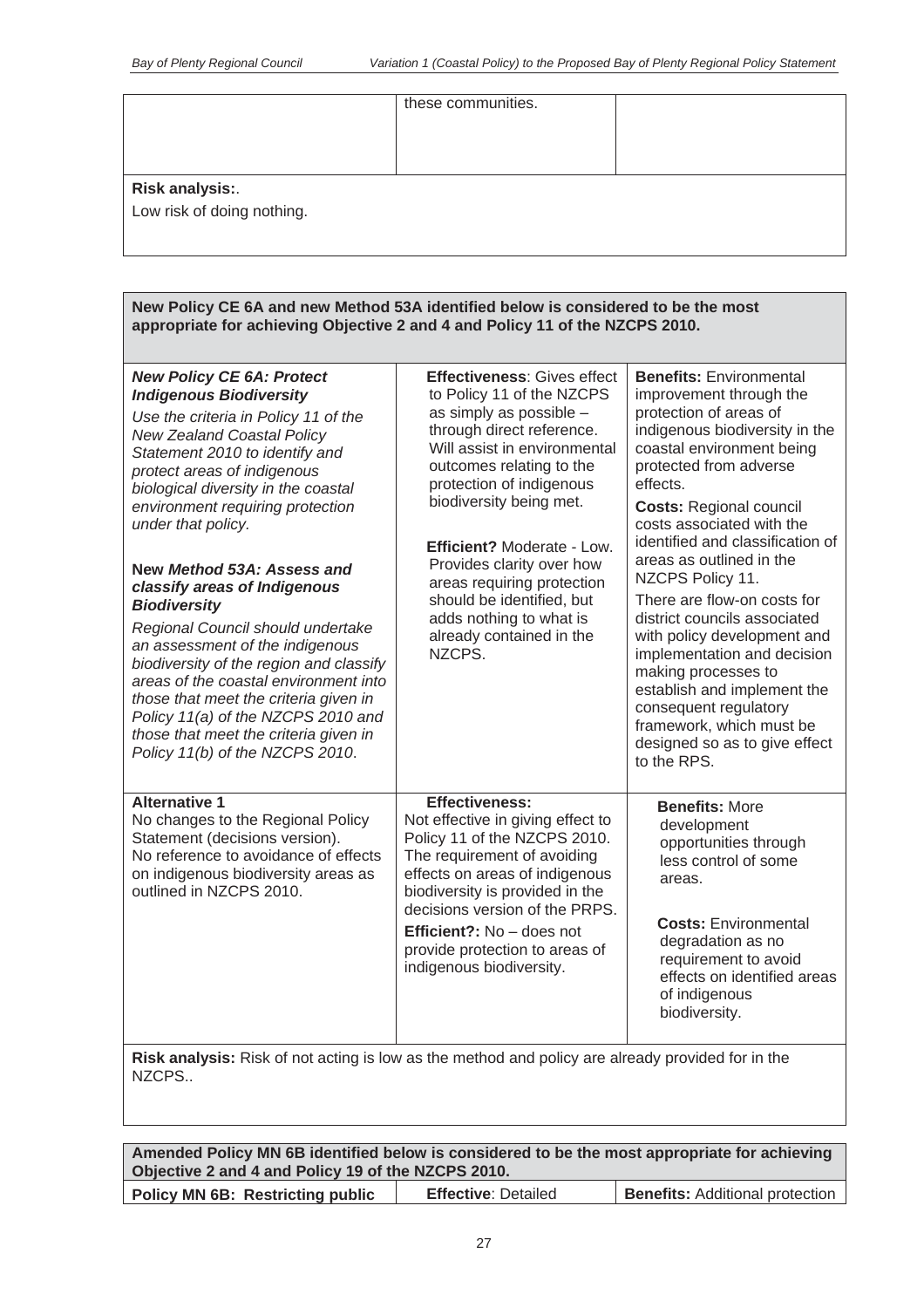| | these communities. | |
|---|---|---|

**Risk analysis:**.

Low risk of doing nothing.

**New Policy CE 6A and new Method 53A identified below is considered to be the most appropriate for achieving Objective 2 and 4 and Policy 11 of the NZCPS 2010.**

| | | |
|---|---|---|
| ***New Policy CE 6A: Protect Indigenous Biodiversity***<br>*Use the criteria in Policy 11 of the New Zealand Coastal Policy Statement 2010 to identify and protect areas of indigenous biological diversity in the coastal environment requiring protection under that policy.*<br><br>**New *Method 53A: Assess and classify areas of Indigenous Biodiversity***<br>*Regional Council should undertake an assessment of the indigenous biodiversity of the region and classify areas of the coastal environment into those that meet the criteria given in Policy 11(a) of the NZCPS 2010 and those that meet the criteria given in Policy 11(b) of the NZCPS 2010.* | **Effectiveness**: Gives effect to Policy 11 of the NZCPS as simply as possible – through direct reference. Will assist in environmental outcomes relating to the protection of indigenous biodiversity being met.<br><br>**Efficient?** Moderate - Low. Provides clarity over how areas requiring protection should be identified, but adds nothing to what is already contained in the NZCPS. | **Benefits:** Environmental improvement through the protection of areas of indigenous biodiversity in the coastal environment being protected from adverse effects.<br>**Costs:** Regional council costs associated with the identified and classification of areas as outlined in the NZCPS Policy 11.<br>There are flow-on costs for district councils associated with policy development and implementation and decision making processes to establish and implement the consequent regulatory framework, which must be designed so as to give effect to the RPS. |
| **Alternative 1**<br>No changes to the Regional Policy Statement (decisions version).<br>No reference to avoidance of effects on indigenous biodiversity areas as outlined in NZCPS 2010. | **Effectiveness:**<br>Not effective in giving effect to Policy 11 of the NZCPS 2010. The requirement of avoiding effects on areas of indigenous biodiversity is provided in the decisions version of the PRPS.<br>**Efficient?:** No – does not provide protection to areas of indigenous biodiversity. | **Benefits:** More development opportunities through less control of some areas.<br><br>**Costs:** Environmental degradation as no requirement to avoid effects on identified areas of indigenous biodiversity. |

**Risk analysis:** Risk of not acting is low as the method and policy are already provided for in the NZCPS..

**Amended Policy MN 6B identified below is considered to be the most appropriate for achieving Objective 2 and 4 and Policy 19 of the NZCPS 2010.**

| | | |
|---|---|---|
| **Policy MN 6B: Restricting public** | **Effective**: Detailed | **Benefits:** Additional protection |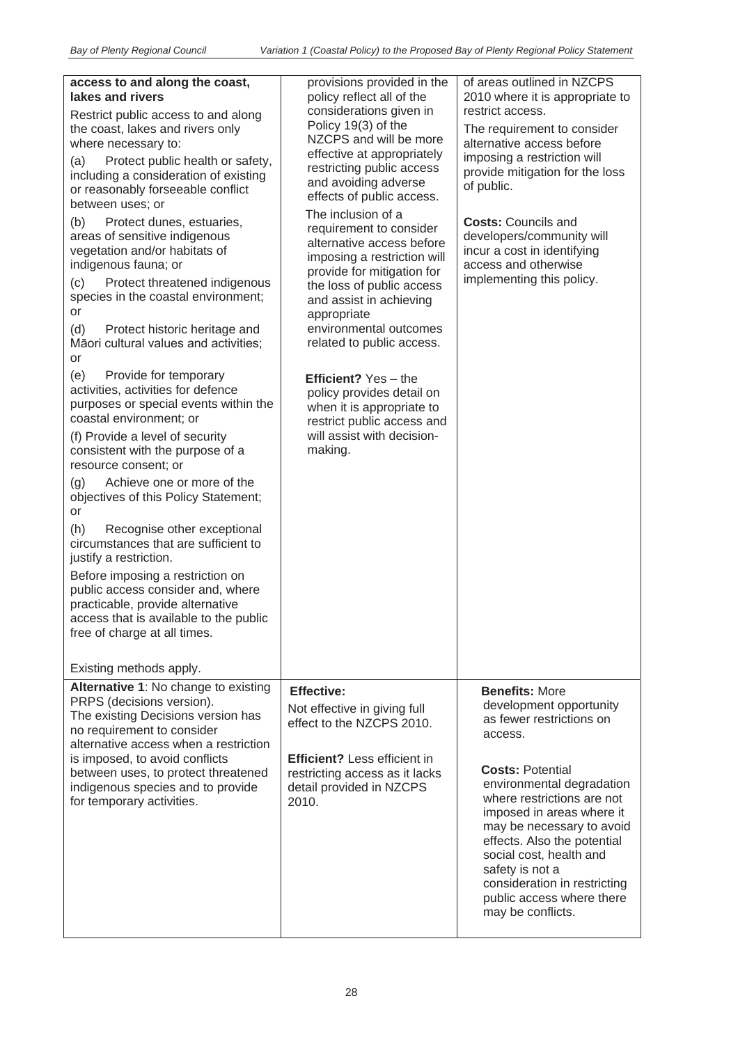| | | |
|---|---|---|
| **access to and along the coast, lakes and rivers**<br><br>Restrict public access to and along the coast, lakes and rivers only where necessary to:<br><br>(a) Protect public health or safety, including a consideration of existing or reasonably forseeable conflict between uses; or<br><br>(b) Protect dunes, estuaries, areas of sensitive indigenous vegetation and/or habitats of indigenous fauna; or<br><br>(c) Protect threatened indigenous species in the coastal environment; or<br><br>(d) Protect historic heritage and Māori cultural values and activities; or<br><br>(e) Provide for temporary activities, activities for defence purposes or special events within the coastal environment; or<br><br>(f) Provide a level of security consistent with the purpose of a resource consent; or<br><br>(g) Achieve one or more of the objectives of this Policy Statement; or<br><br>(h) Recognise other exceptional circumstances that are sufficient to justify a restriction.<br><br>Before imposing a restriction on public access consider and, where practicable, provide alternative access that is available to the public free of charge at all times.<br><br>Existing methods apply. | provisions provided in the policy reflect all of the considerations given in Policy 19(3) of the NZCPS and will be more effective at appropriately restricting public access and avoiding adverse effects of public access.<br><br>The inclusion of a requirement to consider alternative access before imposing a restriction will provide for mitigation for the loss of public access and assist in achieving appropriate environmental outcomes related to public access.<br><br>**Efficient?** Yes – the policy provides detail on when it is appropriate to restrict public access and will assist with decision-making. | of areas outlined in NZCPS 2010 where it is appropriate to restrict access.<br><br>The requirement to consider alternative access before imposing a restriction will provide mitigation for the loss of public.<br><br>**Costs:** Councils and developers/community will incur a cost in identifying access and otherwise implementing this policy. |
| **Alternative 1**: No change to existing PRPS (decisions version).<br>The existing Decisions version has no requirement to consider alternative access when a restriction is imposed, to avoid conflicts between uses, to protect threatened indigenous species and to provide for temporary activities. | **Effective:**<br>Not effective in giving full effect to the NZCPS 2010.<br><br>**Efficient?** Less efficient in restricting access as it lacks detail provided in NZCPS 2010. | **Benefits:** More development opportunity as fewer restrictions on access.<br><br>**Costs:** Potential environmental degradation where restrictions are not imposed in areas where it may be necessary to avoid effects. Also the potential social cost, health and safety is not a consideration in restricting public access where there may be conflicts. |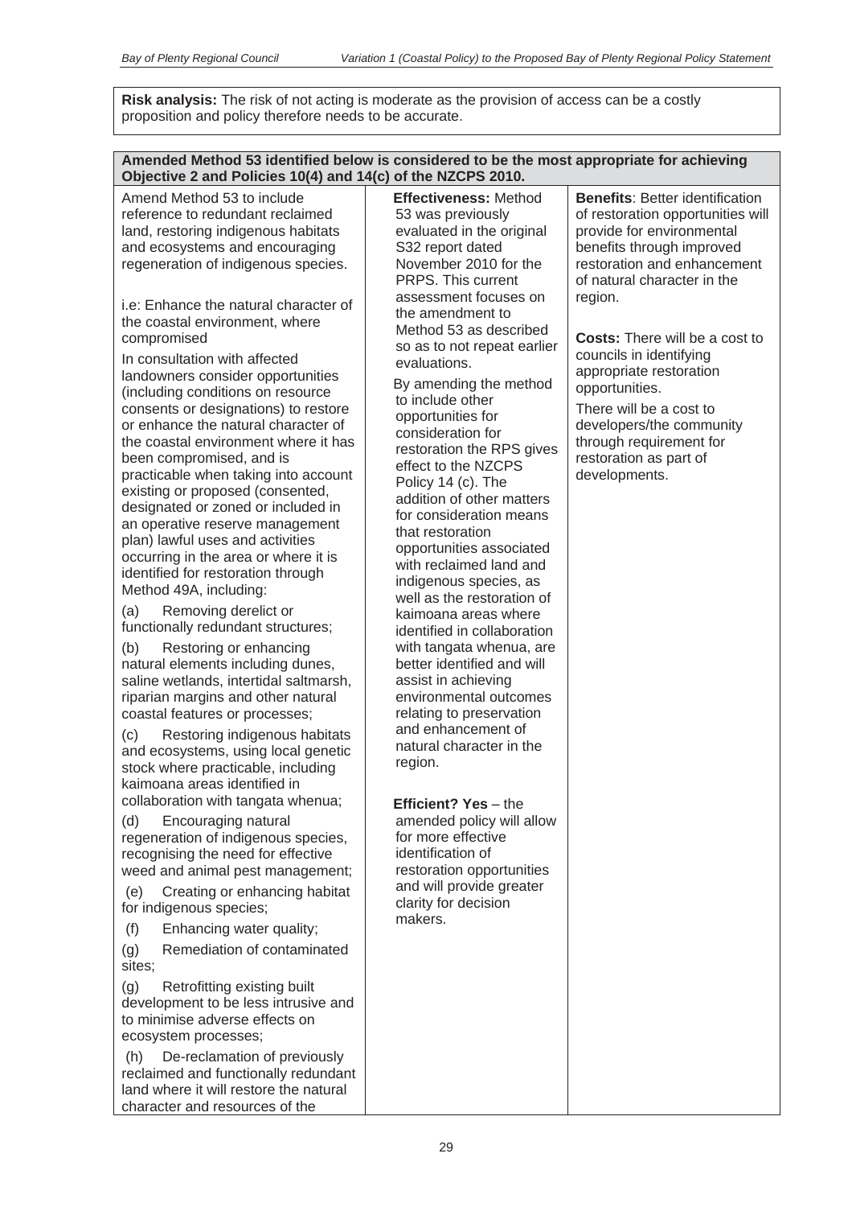**Risk analysis:** The risk of not acting is moderate as the provision of access can be a costly proposition and policy therefore needs to be accurate.

| **Amended Method 53 identified below is considered to be the most appropriate for achieving Objective 2 and Policies 10(4) and 14(c) of the NZCPS 2010.** | | |
|---|---|---|
| Amend Method 53 to include reference to redundant reclaimed land, restoring indigenous habitats and ecosystems and encouraging regeneration of indigenous species.<br><br>i.e: Enhance the natural character of the coastal environment, where compromised<br><br>In consultation with affected landowners consider opportunities (including conditions on resource consents or designations) to restore or enhance the natural character of the coastal environment where it has been compromised, and is practicable when taking into account existing or proposed (consented, designated or zoned or included in an operative reserve management plan) lawful uses and activities occurring in the area or where it is identified for restoration through Method 49A, including:<br><br>(a) Removing derelict or functionally redundant structures;<br><br>(b) Restoring or enhancing natural elements including dunes, saline wetlands, intertidal saltmarsh, riparian margins and other natural coastal features or processes;<br><br>(c) Restoring indigenous habitats and ecosystems, using local genetic stock where practicable, including kaimoana areas identified in collaboration with tangata whenua;<br><br>(d) Encouraging natural regeneration of indigenous species, recognising the need for effective weed and animal pest management;<br><br>(e) Creating or enhancing habitat for indigenous species;<br><br>(f) Enhancing water quality;<br><br>(g) Remediation of contaminated sites;<br><br>(g) Retrofitting existing built development to be less intrusive and to minimise adverse effects on ecosystem processes;<br><br>(h) De-reclamation of previously reclaimed and functionally redundant land where it will restore the natural character and resources of the | **Effectiveness:** Method 53 was previously evaluated in the original S32 report dated November 2010 for the PRPS. This current assessment focuses on the amendment to Method 53 as described so as to not repeat earlier evaluations.<br><br>By amending the method to include other opportunities for consideration for restoration the RPS gives effect to the NZCPS Policy 14 (c). The addition of other matters for consideration means that restoration opportunities associated with reclaimed land and indigenous species, as well as the restoration of kaimoana areas where identified in collaboration with tangata whenua, are better identified and will assist in achieving environmental outcomes relating to preservation and enhancement of natural character in the region.<br><br>**Efficient? Yes** – the amended policy will allow for more effective identification of restoration opportunities and will provide greater clarity for decision makers. | **Benefits**: Better identification of restoration opportunities will provide for environmental benefits through improved restoration and enhancement of natural character in the region.<br><br>**Costs:** There will be a cost to councils in identifying appropriate restoration opportunities.<br><br>There will be a cost to developers/the community through requirement for restoration as part of developments. |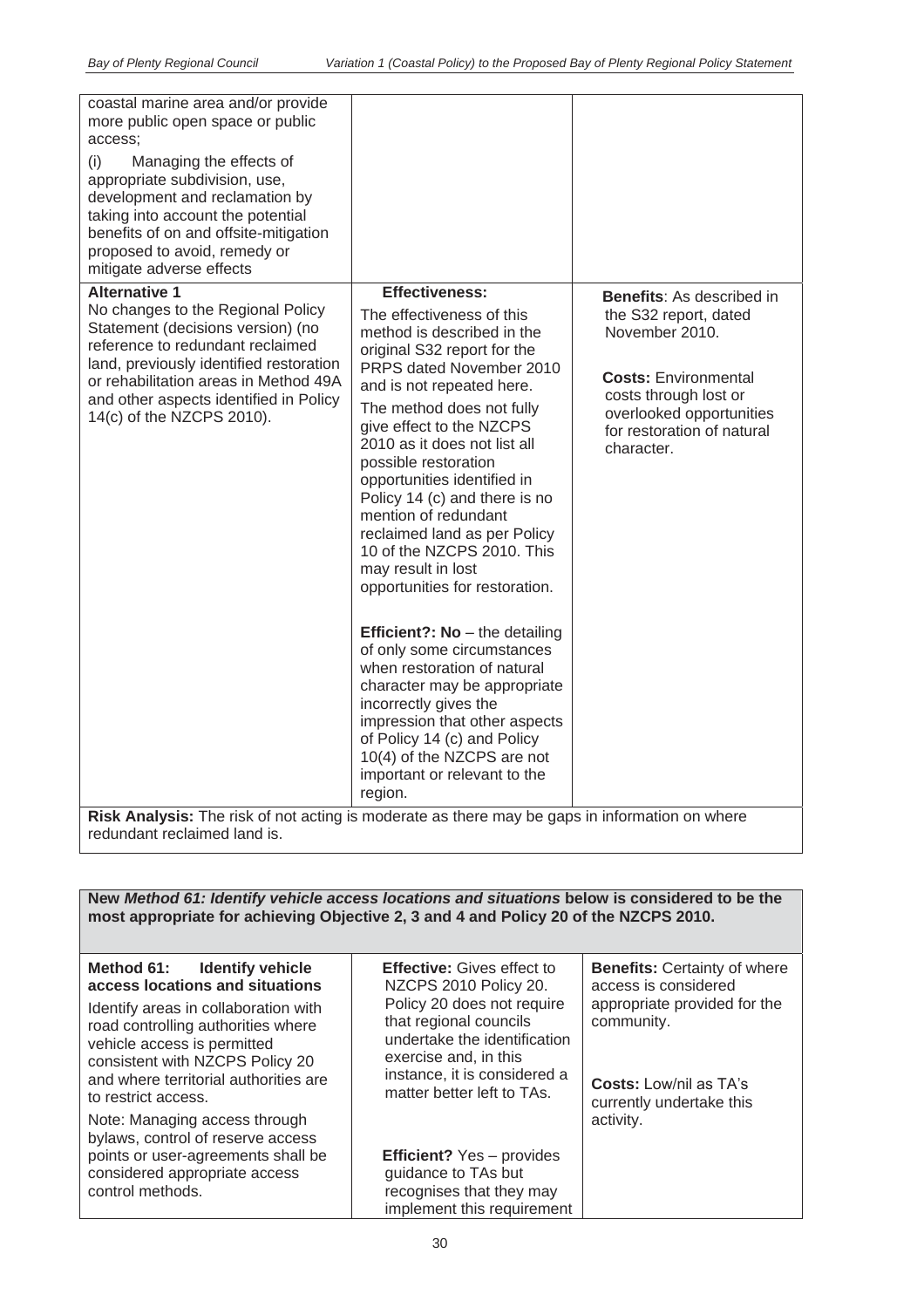| | | |
|---|---|---|
| coastal marine area and/or provide more public open space or public access;<br><br>(i) Managing the effects of appropriate subdivision, use, development and reclamation by taking into account the potential benefits of on and offsite-mitigation proposed to avoid, remedy or mitigate adverse effects | | |
| **Alternative 1**<br>No changes to the Regional Policy Statement (decisions version) (no reference to redundant reclaimed land, previously identified restoration or rehabilitation areas in Method 49A and other aspects identified in Policy 14(c) of the NZCPS 2010). | **Effectiveness:**<br>The effectiveness of this method is described in the original S32 report for the PRPS dated November 2010 and is not repeated here.<br>The method does not fully give effect to the NZCPS 2010 as it does not list all possible restoration opportunities identified in Policy 14 (c) and there is no mention of redundant reclaimed land as per Policy 10 of the NZCPS 2010. This may result in lost opportunities for restoration.<br><br>**Efficient?: No** – the detailing of only some circumstances when restoration of natural character may be appropriate incorrectly gives the impression that other aspects of Policy 14 (c) and Policy 10(4) of the NZCPS are not important or relevant to the region. | **Benefits**: As described in the S32 report, dated November 2010.<br><br>**Costs:** Environmental costs through lost or overlooked opportunities for restoration of natural character. |
| **Risk Analysis:** The risk of not acting is moderate as there may be gaps in information on where redundant reclaimed land is. | | |

**New *Method 61: Identify vehicle access locations and situations* below is considered to be the most appropriate for achieving Objective 2, 3 and 4 and Policy 20 of the NZCPS 2010.**

| | | |
|---|---|---|
| **Method 61: Identify vehicle access locations and situations**<br>Identify areas in collaboration with road controlling authorities where vehicle access is permitted consistent with NZCPS Policy 20 and where territorial authorities are to restrict access.<br>Note: Managing access through bylaws, control of reserve access points or user-agreements shall be considered appropriate access control methods. | **Effective:** Gives effect to NZCPS 2010 Policy 20.<br>Policy 20 does not require that regional councils undertake the identification exercise and, in this instance, it is considered a matter better left to TAs.<br><br>**Efficient?** Yes – provides guidance to TAs but recognises that they may implement this requirement | **Benefits:** Certainty of where access is considered appropriate provided for the community.<br><br>**Costs:** Low/nil as TA's currently undertake this activity. |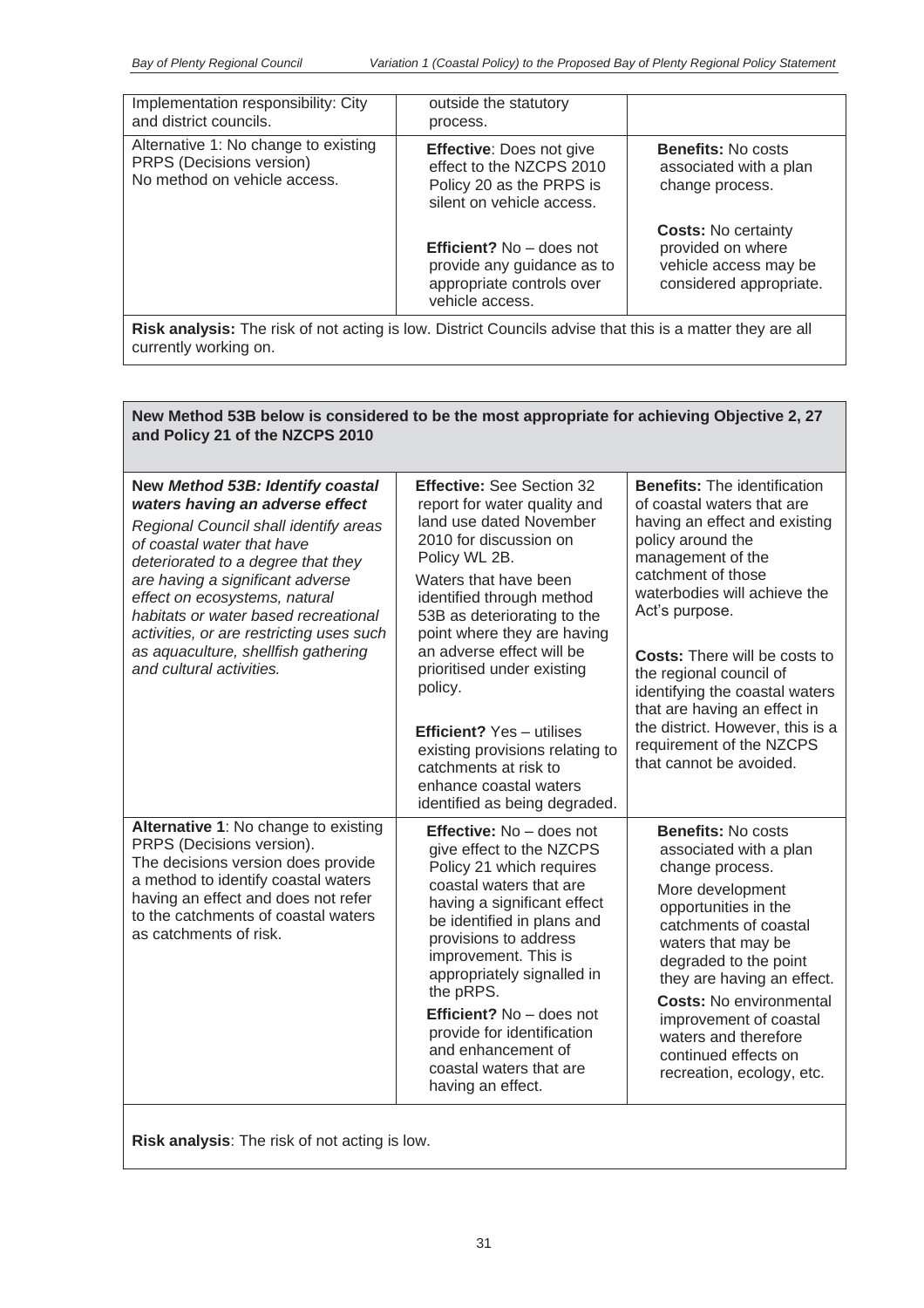| | | |
|---|---|---|
| Implementation responsibility: City and district councils. | outside the statutory process. | |
| Alternative 1: No change to existing PRPS (Decisions version) No method on vehicle access. | **Effective**: Does not give effect to the NZCPS 2010 Policy 20 as the PRPS is silent on vehicle access.<br><br>**Efficient?** No – does not provide any guidance as to appropriate controls over vehicle access. | **Benefits:** No costs associated with a plan change process.<br><br>**Costs:** No certainty provided on where vehicle access may be considered appropriate. |
| **Risk analysis:** The risk of not acting is low. District Councils advise that this is a matter they are all currently working on. | | |

| **New Method 53B below is considered to be the most appropriate for achieving Objective 2, 27 and Policy 21 of the NZCPS 2010** | | |
|---|---|---|
| **New *Method 53B: Identify coastal waters having an adverse effect***<br>*Regional Council shall identify areas of coastal water that have deteriorated to a degree that they are having a significant adverse effect on ecosystems, natural habitats or water based recreational activities, or are restricting uses such as aquaculture, shellfish gathering and cultural activities.* | **Effective:** See Section 32 report for water quality and land use dated November 2010 for discussion on Policy WL 2B.<br>Waters that have been identified through method 53B as deteriorating to the point where they are having an adverse effect will be prioritised under existing policy.<br><br>**Efficient?** Yes – utilises existing provisions relating to catchments at risk to enhance coastal waters identified as being degraded. | **Benefits:** The identification of coastal waters that are having an effect and existing policy around the management of the catchment of those waterbodies will achieve the Act's purpose.<br><br>**Costs:** There will be costs to the regional council of identifying the coastal waters that are having an effect in the district. However, this is a requirement of the NZCPS that cannot be avoided. |
| **Alternative 1**: No change to existing PRPS (Decisions version).<br>The decisions version does provide a method to identify coastal waters having an effect and does not refer to the catchments of coastal waters as catchments of risk. | **Effective:** No – does not give effect to the NZCPS Policy 21 which requires coastal waters that are having a significant effect be identified in plans and provisions to address improvement. This is appropriately signalled in the pRPS.<br>**Efficient?** No – does not provide for identification and enhancement of coastal waters that are having an effect. | **Benefits:** No costs associated with a plan change process.<br>More development opportunities in the catchments of coastal waters that may be degraded to the point they are having an effect.<br>**Costs:** No environmental improvement of coastal waters and therefore continued effects on recreation, ecology, etc. |
| **Risk analysis**: The risk of not acting is low. | | |